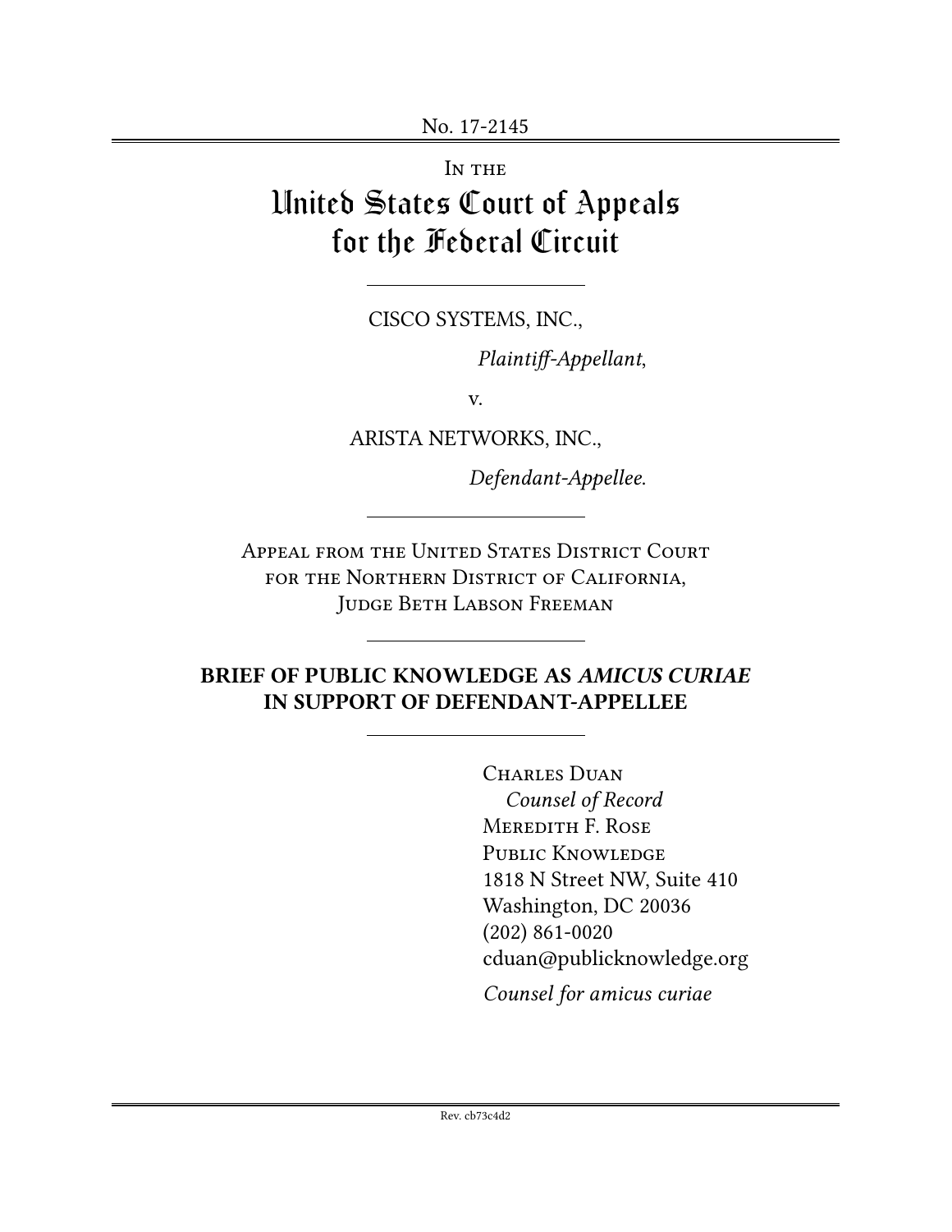No. 17-2145

In the

# United States Court of Appeals for the Federal Circuit

CISCO SYSTEMS, INC.,

*Plaintiff-Appellant*,

v.

ARISTA NETWORKS, INC.,

*Defendant-Appellee.*

Appeal from the United States District Court for the Northern District of California, Judge Beth Labson Freeman

**BRIEF OF PUBLIC KNOWLEDGE AS *AMICUS CURIAE* IN SUPPORT OF DEFENDANT-APPELLEE**

Charles Duan
*Counsel of Record*
Meredith F. Rose
Public Knowledge
1818 N Street NW, Suite 410
Washington, DC 20036
(202) 861-0020
cduan@publicknowledge.org

*Counsel for amicus curiae*

Rev. cb73c4d2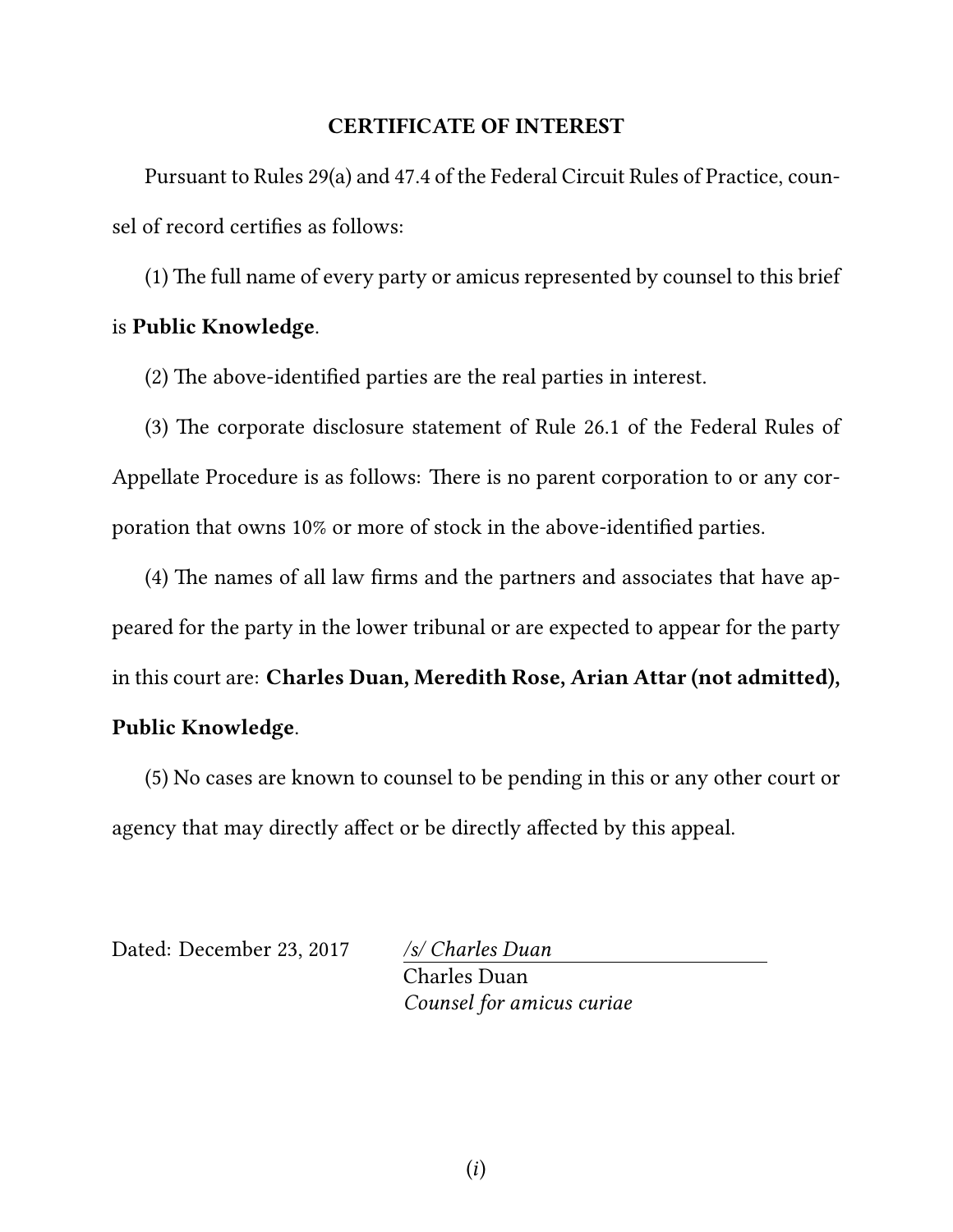## CERTIFICATE OF INTEREST

Pursuant to Rules 29(a) and 47.4 of the Federal Circuit Rules of Practice, counsel of record certifies as follows:

(1) The full name of every party or amicus represented by counsel to this brief is **Public Knowledge**.

(2) The above-identified parties are the real parties in interest.

(3) The corporate disclosure statement of Rule 26.1 of the Federal Rules of Appellate Procedure is as follows: There is no parent corporation to or any corporation that owns 10% or more of stock in the above-identified parties.

(4) The names of all law firms and the partners and associates that have appeared for the party in the lower tribunal or are expected to appear for the party in this court are: **Charles Duan, Meredith Rose, Arian Attar (not admitted), Public Knowledge**.

(5) No cases are known to counsel to be pending in this or any other court or agency that may directly affect or be directly affected by this appeal.

Dated: December 23, 2017

*/s/ Charles Duan*
Charles Duan
*Counsel for amicus curiae*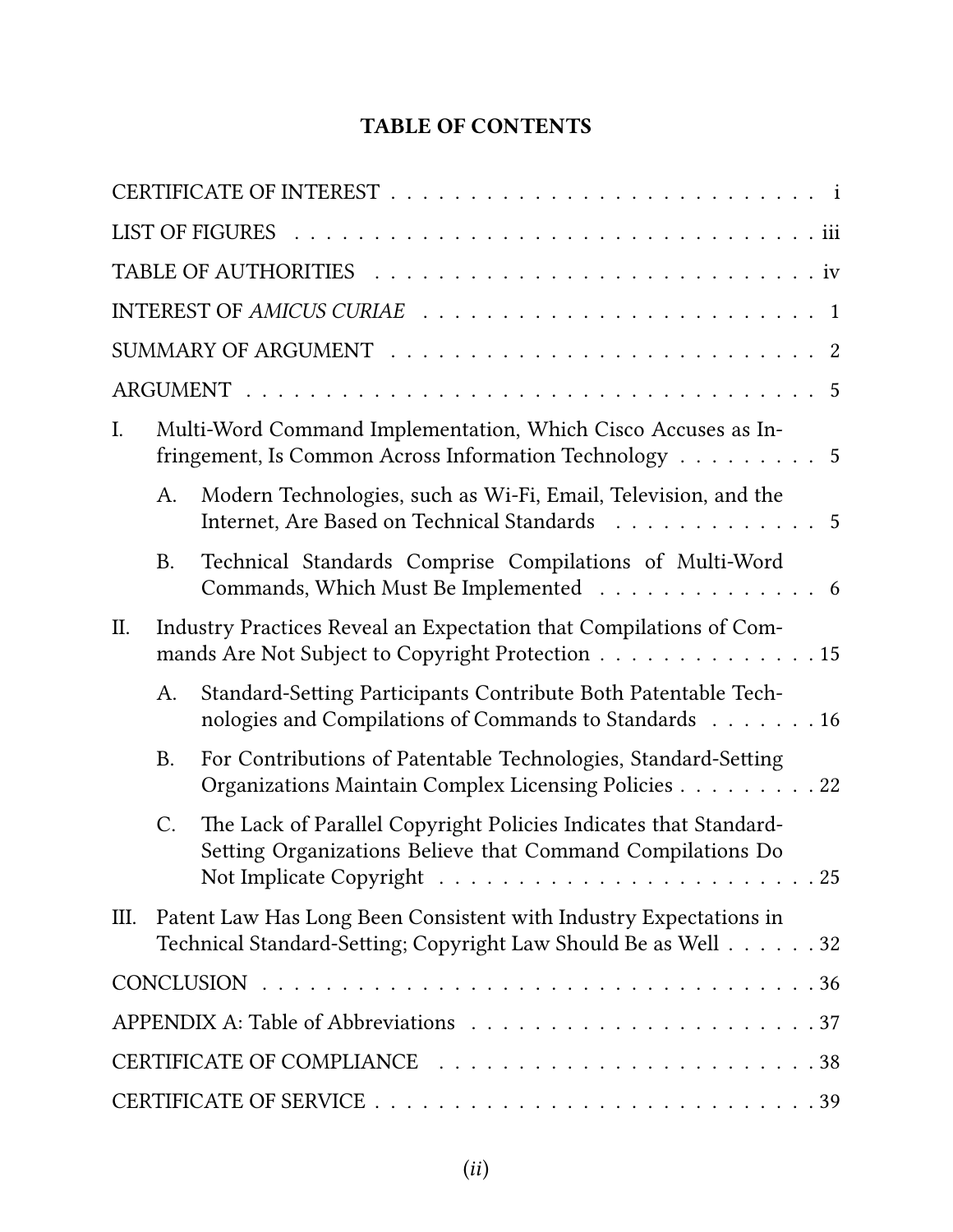## TABLE OF CONTENTS

CERTIFICATE OF INTEREST . . . . . . . . . . . . . . . . . . . . . . . . . . i

LIST OF FIGURES . . . . . . . . . . . . . . . . . . . . . . . . . . . . . iii

TABLE OF AUTHORITIES . . . . . . . . . . . . . . . . . . . . . . . . . iv

INTEREST OF *AMICUS CURIAE* . . . . . . . . . . . . . . . . . . . . . . 1

SUMMARY OF ARGUMENT . . . . . . . . . . . . . . . . . . . . . . . . . 2

ARGUMENT . . . . . . . . . . . . . . . . . . . . . . . . . . . . . . . . 5

I. Multi-Word Command Implementation, Which Cisco Accuses as Infringement, Is Common Across Information Technology . . . . . . . . . 5

- A. Modern Technologies, such as Wi-Fi, Email, Television, and the Internet, Are Based on Technical Standards . . . . . . . . . . . . . 5
- B. Technical Standards Comprise Compilations of Multi-Word Commands, Which Must Be Implemented . . . . . . . . . . . . . . 6

II. Industry Practices Reveal an Expectation that Compilations of Commands Are Not Subject to Copyright Protection . . . . . . . . . . . . . . 15

- A. Standard-Setting Participants Contribute Both Patentable Technologies and Compilations of Commands to Standards . . . . . . . 16
- B. For Contributions of Patentable Technologies, Standard-Setting Organizations Maintain Complex Licensing Policies . . . . . . . . . 22
- C. The Lack of Parallel Copyright Policies Indicates that Standard-Setting Organizations Believe that Command Compilations Do Not Implicate Copyright . . . . . . . . . . . . . . . . . . . . . . . 25

III. Patent Law Has Long Been Consistent with Industry Expectations in Technical Standard-Setting; Copyright Law Should Be as Well . . . . . . 32

CONCLUSION . . . . . . . . . . . . . . . . . . . . . . . . . . . . . . . 36

APPENDIX A: Table of Abbreviations . . . . . . . . . . . . . . . . . . . . . 37

CERTIFICATE OF COMPLIANCE . . . . . . . . . . . . . . . . . . . . . . . 38

CERTIFICATE OF SERVICE . . . . . . . . . . . . . . . . . . . . . . . . . 39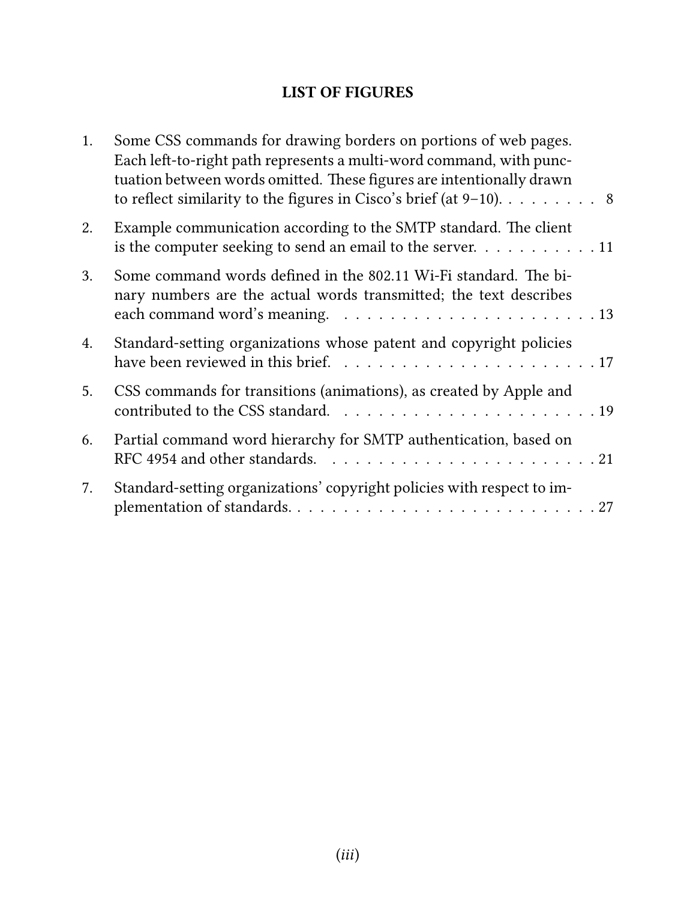## LIST OF FIGURES

1. Some CSS commands for drawing borders on portions of web pages. Each left-to-right path represents a multi-word command, with punctuation between words omitted. These figures are intentionally drawn to reflect similarity to the figures in Cisco's brief (at 9–10). . . . . . . . . . 8
2. Example communication according to the SMTP standard. The client is the computer seeking to send an email to the server. . . . . . . . . . . . 11
3. Some command words defined in the 802.11 Wi-Fi standard. The binary numbers are the actual words transmitted; the text describes each command word's meaning. . . . . . . . . . . . . . . . . . . . . . . . 13
4. Standard-setting organizations whose patent and copyright policies have been reviewed in this brief. . . . . . . . . . . . . . . . . . . . . . . . 17
5. CSS commands for transitions (animations), as created by Apple and contributed to the CSS standard. . . . . . . . . . . . . . . . . . . . . . . . 19
6. Partial command word hierarchy for SMTP authentication, based on RFC 4954 and other standards. . . . . . . . . . . . . . . . . . . . . . . . 21
7. Standard-setting organizations' copyright policies with respect to implementation of standards. . . . . . . . . . . . . . . . . . . . . . . . . . . 27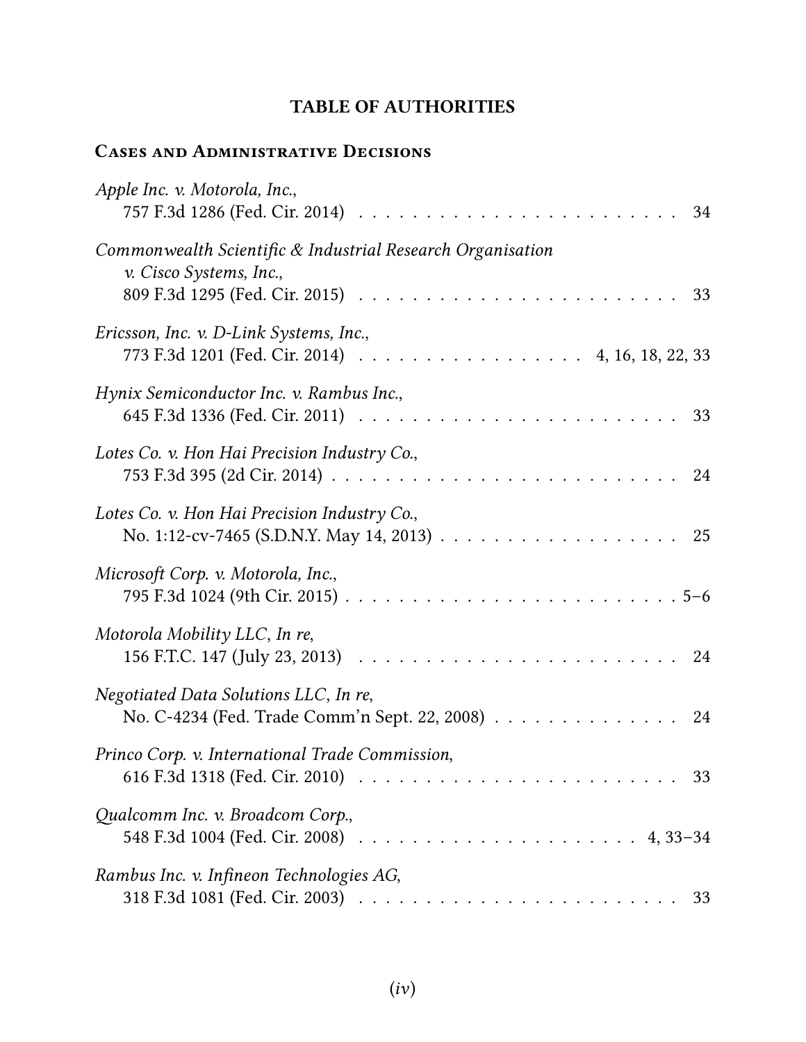# TABLE OF AUTHORITIES

## Cases and Administrative Decisions

*Apple Inc. v. Motorola, Inc.*,
757 F.3d 1286 (Fed. Cir. 2014) . . . . . . . . . . . . . . . . . . . . . . . . 34

*Commonwealth Scientific & Industrial Research Organisation v. Cisco Systems, Inc.*,
809 F.3d 1295 (Fed. Cir. 2015) . . . . . . . . . . . . . . . . . . . . . . . . 33

*Ericsson, Inc. v. D-Link Systems, Inc.*,
773 F.3d 1201 (Fed. Cir. 2014) . . . . . . . . . . . . . . . . . 4, 16, 18, 22, 33

*Hynix Semiconductor Inc. v. Rambus Inc.*,
645 F.3d 1336 (Fed. Cir. 2011) . . . . . . . . . . . . . . . . . . . . . . . . 33

*Lotes Co. v. Hon Hai Precision Industry Co.*,
753 F.3d 395 (2d Cir. 2014) . . . . . . . . . . . . . . . . . . . . . . . . . 24

*Lotes Co. v. Hon Hai Precision Industry Co.*,
No. 1:12-cv-7465 (S.D.N.Y. May 14, 2013) . . . . . . . . . . . . . . . . . . 25

*Microsoft Corp. v. Motorola, Inc.*,
795 F.3d 1024 (9th Cir. 2015) . . . . . . . . . . . . . . . . . . . . . . . . 5–6

*Motorola Mobility LLC, In re*,
156 F.T.C. 147 (July 23, 2013) . . . . . . . . . . . . . . . . . . . . . . . . 24

*Negotiated Data Solutions LLC, In re*,
No. C-4234 (Fed. Trade Comm'n Sept. 22, 2008) . . . . . . . . . . . . . . 24

*Princo Corp. v. International Trade Commission*,
616 F.3d 1318 (Fed. Cir. 2010) . . . . . . . . . . . . . . . . . . . . . . . . 33

*Qualcomm Inc. v. Broadcom Corp.*,
548 F.3d 1004 (Fed. Cir. 2008) . . . . . . . . . . . . . . . . . . . . . 4, 33–34

*Rambus Inc. v. Infineon Technologies AG*,
318 F.3d 1081 (Fed. Cir. 2003) . . . . . . . . . . . . . . . . . . . . . . . . 33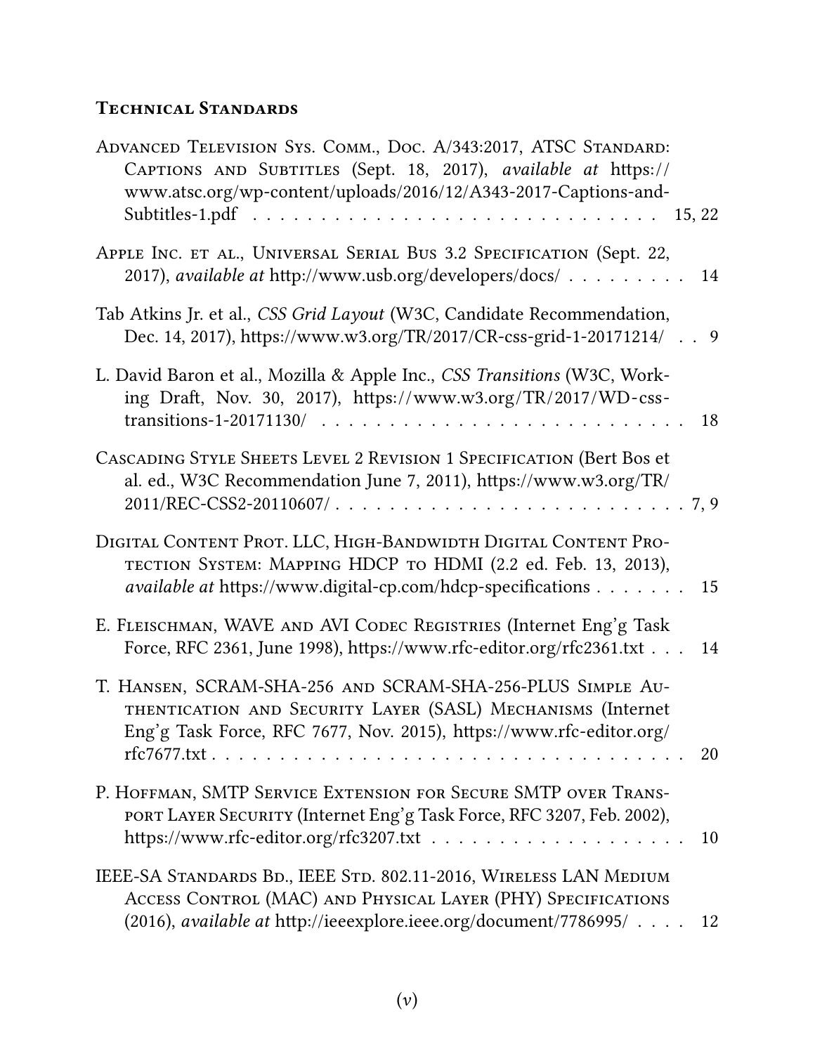## Technical Standards

Advanced Television Sys. Comm., Doc. A/343:2017, ATSC Standard: Captions and Subtitles (Sept. 18, 2017), *available at* https://www.atsc.org/wp-content/uploads/2016/12/A343-2017-Captions-and-Subtitles-1.pdf . . . . . . . . . . . . . . . . . . . . . . . . . . . . . 15, 22

Apple Inc. et al., Universal Serial Bus 3.2 Specification (Sept. 22, 2017), *available at* http://www.usb.org/developers/docs/ . . . . . . . . . 14

Tab Atkins Jr. et al., *CSS Grid Layout* (W3C, Candidate Recommendation, Dec. 14, 2017), https://www.w3.org/TR/2017/CR-css-grid-1-20171214/ . . 9

L. David Baron et al., Mozilla & Apple Inc., *CSS Transitions* (W3C, Working Draft, Nov. 30, 2017), https://www.w3.org/TR/2017/WD-css-transitions-1-20171130/ . . . . . . . . . . . . . . . . . . . . . . . . . 18

Cascading Style Sheets Level 2 Revision 1 Specification (Bert Bos et al. ed., W3C Recommendation June 7, 2011), https://www.w3.org/TR/2011/REC-CSS2-20110607/ . . . . . . . . . . . . . . . . . . . . . . . . . 7, 9

Digital Content Prot. LLC, High-Bandwidth Digital Content Protection System: Mapping HDCP to HDMI (2.2 ed. Feb. 13, 2013), *available at* https://www.digital-cp.com/hdcp-specifications . . . . . . . 15

E. Fleischman, WAVE and AVI Codec Registries (Internet Eng'g Task Force, RFC 2361, June 1998), https://www.rfc-editor.org/rfc2361.txt . . . 14

T. Hansen, SCRAM-SHA-256 and SCRAM-SHA-256-PLUS Simple Authentication and Security Layer (SASL) Mechanisms (Internet Eng'g Task Force, RFC 7677, Nov. 2015), https://www.rfc-editor.org/rfc7677.txt . . . . . . . . . . . . . . . . . . . . . . . . . . . . . . . . 20

P. Hoffman, SMTP Service Extension for Secure SMTP over Transport Layer Security (Internet Eng'g Task Force, RFC 3207, Feb. 2002), https://www.rfc-editor.org/rfc3207.txt . . . . . . . . . . . . . . . . . . 10

IEEE-SA Standards Bd., IEEE Std. 802.11-2016, Wireless LAN Medium Access Control (MAC) and Physical Layer (PHY) Specifications (2016), *available at* http://ieeexplore.ieee.org/document/7786995/ . . . . 12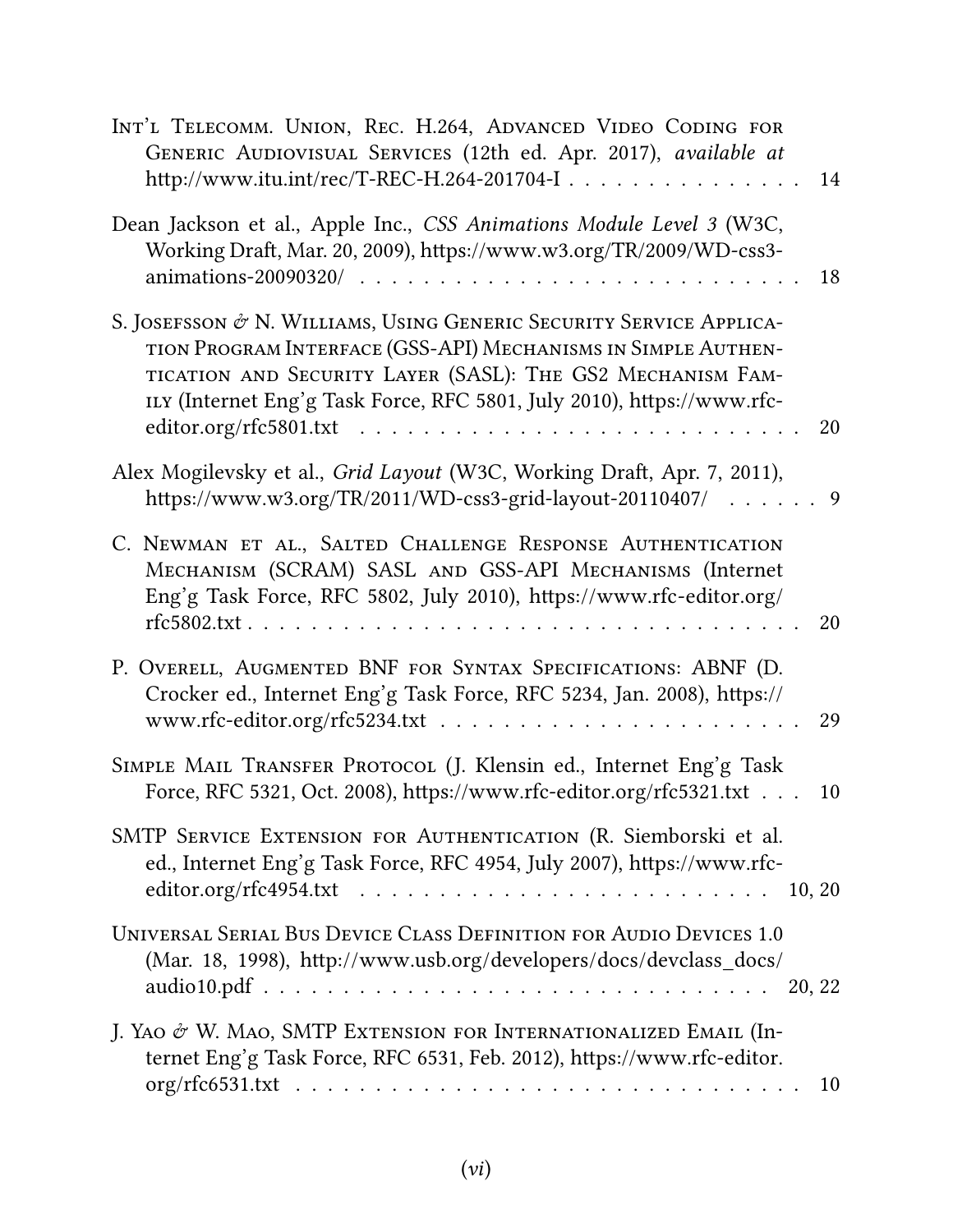Int'l Telecomm. Union, Rec. H.264, Advanced Video Coding for Generic Audiovisual Services (12th ed. Apr. 2017), *available at* http://www.itu.int/rec/T-REC-H.264-201704-I . . . . . . . . . . . . . . . 14

Dean Jackson et al., Apple Inc., *CSS Animations Module Level 3* (W3C, Working Draft, Mar. 20, 2009), https://www.w3.org/TR/2009/WD-css3-animations-20090320/ . . . . . . . . . . . . . . . . . . . . . . . . . . . 18

S. Josefsson & N. Williams, Using Generic Security Service Application Program Interface (GSS-API) Mechanisms in Simple Authentication and Security Layer (SASL): The GS2 Mechanism Family (Internet Eng'g Task Force, RFC 5801, July 2010), https://www.rfc-editor.org/rfc5801.txt . . . . . . . . . . . . . . . . . . . . . . . . . 20

Alex Mogilevsky et al., *Grid Layout* (W3C, Working Draft, Apr. 7, 2011), https://www.w3.org/TR/2011/WD-css3-grid-layout-20110407/ . . . . . . 9

C. Newman et al., Salted Challenge Response Authentication Mechanism (SCRAM) SASL and GSS-API Mechanisms (Internet Eng'g Task Force, RFC 5802, July 2010), https://www.rfc-editor.org/rfc5802.txt . . . . . . . . . . . . . . . . . . . . . . . . . . . . . . . . 20

P. Overell, Augmented BNF for Syntax Specifications: ABNF (D. Crocker ed., Internet Eng'g Task Force, RFC 5234, Jan. 2008), https://www.rfc-editor.org/rfc5234.txt . . . . . . . . . . . . . . . . . . . . . 29

Simple Mail Transfer Protocol (J. Klensin ed., Internet Eng'g Task Force, RFC 5321, Oct. 2008), https://www.rfc-editor.org/rfc5321.txt . . . 10

SMTP Service Extension for Authentication (R. Siemborski et al. ed., Internet Eng'g Task Force, RFC 4954, July 2007), https://www.rfc-editor.org/rfc4954.txt . . . . . . . . . . . . . . . . . . . . . . . . 10, 20

Universal Serial Bus Device Class Definition for Audio Devices 1.0 (Mar. 18, 1998), http://www.usb.org/developers/docs/devclass_docs/audio10.pdf . . . . . . . . . . . . . . . . . . . . . . . . . . . . . . . 20, 22

J. Yao & W. Mao, SMTP Extension for Internationalized Email (Internet Eng'g Task Force, RFC 6531, Feb. 2012), https://www.rfc-editor.org/rfc6531.txt . . . . . . . . . . . . . . . . . . . . . . . . . . . . . . . 10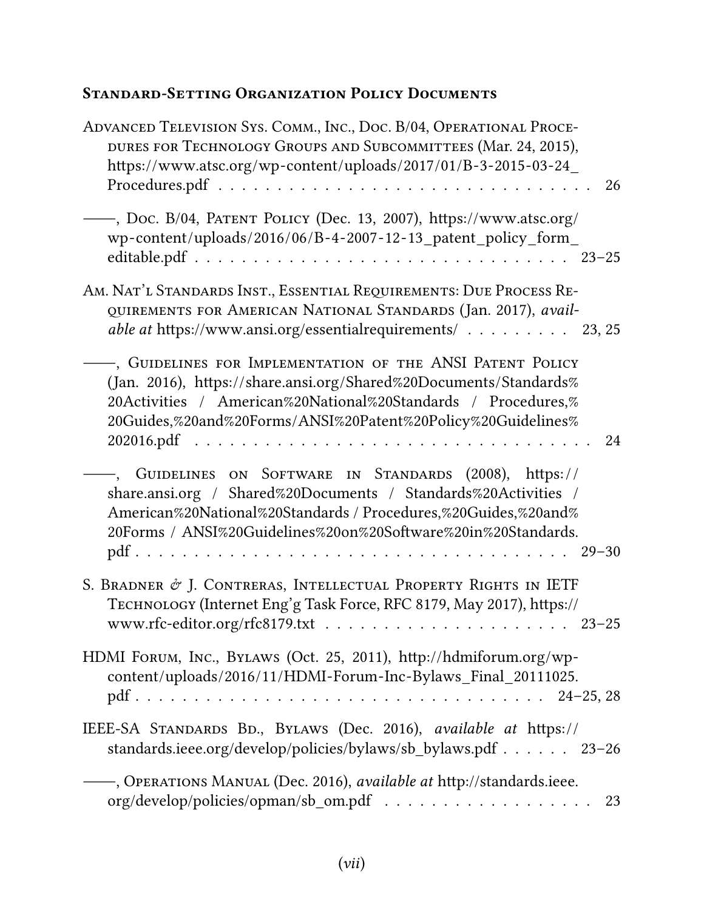## Standard-Setting Organization Policy Documents

Advanced Television Sys. Comm., Inc., Doc. B/04, Operational Procedures for Technology Groups and Subcommittees (Mar. 24, 2015), https://www.atsc.org/wp-content/uploads/2017/01/B-3-2015-03-24_Procedures.pdf . . . . . . . . . . 26

——, Doc. B/04, Patent Policy (Dec. 13, 2007), https://www.atsc.org/wp-content/uploads/2016/06/B-4-2007-12-13_patent_policy_form_editable.pdf . . . . . . . . . . 23–25

Am. Nat'l Standards Inst., Essential Requirements: Due Process Requirements for American National Standards (Jan. 2017), *available at* https://www.ansi.org/essentialrequirements/ . . . . . . . . . 23, 25

——, Guidelines for Implementation of the ANSI Patent Policy (Jan. 2016), https://share.ansi.org/Shared%20Documents/Standards%20Activities / American%20National%20Standards / Procedures,%20Guides,%20and%20Forms/ANSI%20Patent%20Policy%20Guidelines%202016.pdf . . . . . . . . . . 24

——, Guidelines on Software in Standards (2008), https://share.ansi.org / Shared%20Documents / Standards%20Activities / American%20National%20Standards / Procedures,%20Guides,%20and%20Forms / ANSI%20Guidelines%20on%20Software%20in%20Standards.pdf . . . . . . . . . . 29–30

S. Bradner & J. Contreras, Intellectual Property Rights in IETF Technology (Internet Eng'g Task Force, RFC 8179, May 2017), https://www.rfc-editor.org/rfc8179.txt . . . . . . . . . . 23–25

HDMI Forum, Inc., Bylaws (Oct. 25, 2011), http://hdmiforum.org/wp-content/uploads/2016/11/HDMI-Forum-Inc-Bylaws_Final_20111025.pdf . . . . . . . . . . 24–25, 28

IEEE-SA Standards Bd., Bylaws (Dec. 2016), *available at* https://standards.ieee.org/develop/policies/bylaws/sb_bylaws.pdf . . . . . . 23–26

——, Operations Manual (Dec. 2016), *available at* http://standards.ieee.org/develop/policies/opman/sb_om.pdf . . . . . . . . . . 23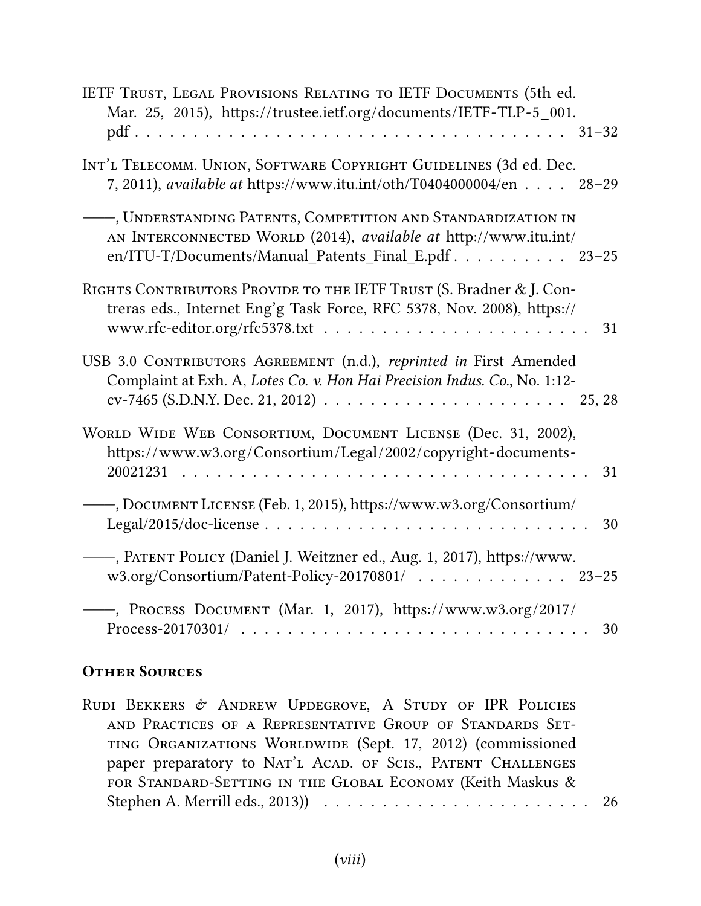IETF Trust, Legal Provisions Relating to IETF Documents (5th ed. Mar. 25, 2015), https://trustee.ietf.org/documents/IETF-TLP-5_001.pdf . . . . . . . . . . . . . . . . . . . . . . . . . . . . . . . . . . . 31–32

Int'l Telecomm. Union, Software Copyright Guidelines (3d ed. Dec. 7, 2011), *available at* https://www.itu.int/oth/T0404000004/en . . . . 28–29

——, Understanding Patents, Competition and Standardization in an Interconnected World (2014), *available at* http://www.itu.int/en/ITU-T/Documents/Manual_Patents_Final_E.pdf . . . . . . . . . . 23–25

Rights Contributors Provide to the IETF Trust (S. Bradner & J. Contreras eds., Internet Eng'g Task Force, RFC 5378, Nov. 2008), https://www.rfc-editor.org/rfc5378.txt . . . . . . . . . . . . . . . . . . . . . . . 31

USB 3.0 Contributors Agreement (n.d.), *reprinted in* First Amended Complaint at Exh. A, *Lotes Co. v. Hon Hai Precision Indus. Co.*, No. 1:12-cv-7465 (S.D.N.Y. Dec. 21, 2012) . . . . . . . . . . . . . . . . . . . . 25, 28

World Wide Web Consortium, Document License (Dec. 31, 2002), https://www.w3.org/Consortium/Legal/2002/copyright-documents-20021231 . . . . . . . . . . . . . . . . . . . . . . . . . . . . . . . . . . . 31

——, Document License (Feb. 1, 2015), https://www.w3.org/Consortium/Legal/2015/doc-license . . . . . . . . . . . . . . . . . . . . . . . . . . . . 30

——, Patent Policy (Daniel J. Weitzner ed., Aug. 1, 2017), https://www.w3.org/Consortium/Patent-Policy-20170801/ . . . . . . . . . . . . . 23–25

——, Process Document (Mar. 1, 2017), https://www.w3.org/2017/Process-20170301/ . . . . . . . . . . . . . . . . . . . . . . . . . . . . . 30

## Other Sources

Rudi Bekkers & Andrew Updegrove, A Study of IPR Policies and Practices of a Representative Group of Standards Setting Organizations Worldwide (Sept. 17, 2012) (commissioned paper preparatory to Nat'l Acad. of Scis., Patent Challenges for Standard-Setting in the Global Economy (Keith Maskus & Stephen A. Merrill eds., 2013)) . . . . . . . . . . . . . . . . . . . . . . . 26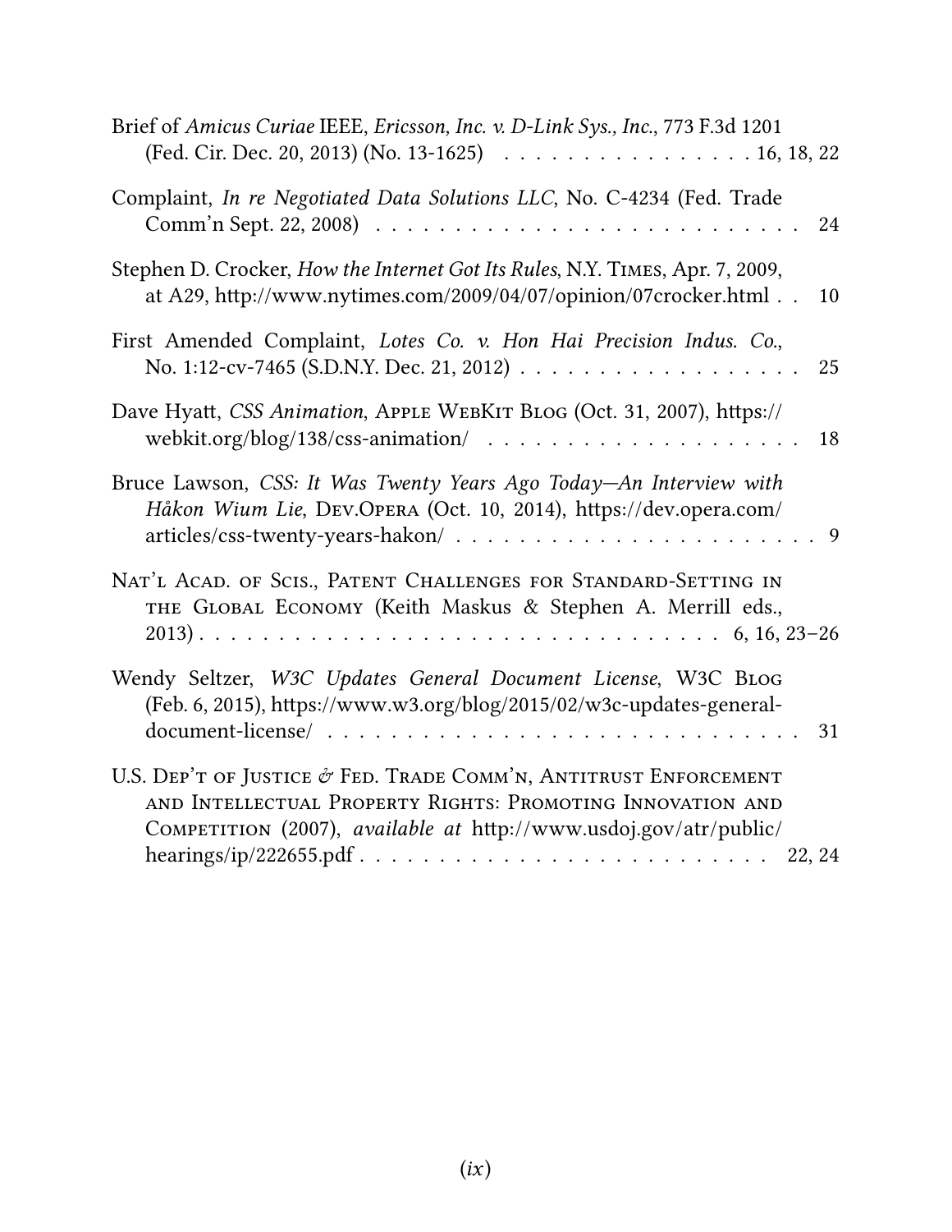Brief of *Amicus Curiae* IEEE, *Ericsson, Inc. v. D-Link Sys., Inc.*, 773 F.3d 1201 (Fed. Cir. Dec. 20, 2013) (No. 13-1625) . . . . . . . . . . . . . . . . 16, 18, 22

Complaint, *In re Negotiated Data Solutions LLC*, No. C-4234 (Fed. Trade Comm'n Sept. 22, 2008) . . . . . . . . . . . . . . . . . . . . . . . . . . . 24

Stephen D. Crocker, *How the Internet Got Its Rules*, N.Y. Times, Apr. 7, 2009, at A29, http://www.nytimes.com/2009/04/07/opinion/07crocker.html . . 10

First Amended Complaint, *Lotes Co. v. Hon Hai Precision Indus. Co.*, No. 1:12-cv-7465 (S.D.N.Y. Dec. 21, 2012) . . . . . . . . . . . . . . . . . . 25

Dave Hyatt, *CSS Animation*, Apple WebKit Blog (Oct. 31, 2007), https://webkit.org/blog/138/css-animation/ . . . . . . . . . . . . . . . . . . . . 18

Bruce Lawson, *CSS: It Was Twenty Years Ago Today—An Interview with Håkon Wium Lie*, Dev.Opera (Oct. 10, 2014), https://dev.opera.com/articles/css-twenty-years-hakon/ . . . . . . . . . . . . . . . . . . . . . . . . 9

Nat'l Acad. of Scis., Patent Challenges for Standard-Setting in the Global Economy (Keith Maskus & Stephen A. Merrill eds., 2013) . . . . . . . . . . . . . . . . . . . . . . . . . . . . . . . . 6, 16, 23–26

Wendy Seltzer, *W3C Updates General Document License*, W3C Blog (Feb. 6, 2015), https://www.w3.org/blog/2015/02/w3c-updates-general-document-license/ . . . . . . . . . . . . . . . . . . . . . . . . . . . . . 31

U.S. Dep't of Justice & Fed. Trade Comm'n, Antitrust Enforcement and Intellectual Property Rights: Promoting Innovation and Competition (2007), *available at* http://www.usdoj.gov/atr/public/hearings/ip/222655.pdf . . . . . . . . . . . . . . . . . . . . . . . . . 22, 24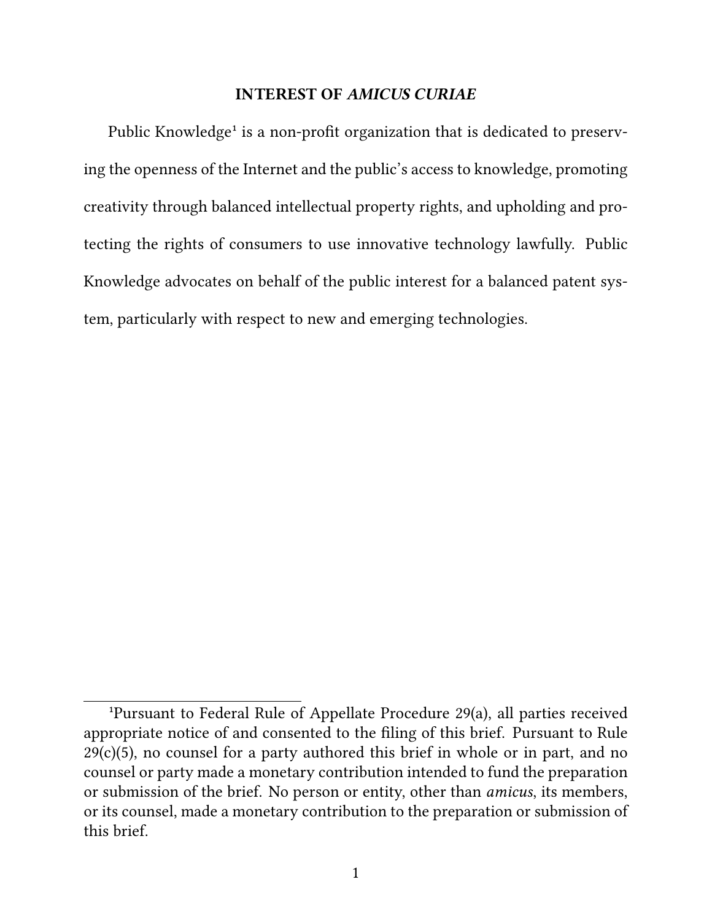## INTEREST OF *AMICUS CURIAE*

Public Knowledge[1] is a non-profit organization that is dedicated to preserving the openness of the Internet and the public's access to knowledge, promoting creativity through balanced intellectual property rights, and upholding and protecting the rights of consumers to use innovative technology lawfully. Public Knowledge advocates on behalf of the public interest for a balanced patent system, particularly with respect to new and emerging technologies.

---

[1]Pursuant to Federal Rule of Appellate Procedure 29(a), all parties received appropriate notice of and consented to the filing of this brief. Pursuant to Rule 29(c)(5), no counsel for a party authored this brief in whole or in part, and no counsel or party made a monetary contribution intended to fund the preparation or submission of the brief. No person or entity, other than *amicus*, its members, or its counsel, made a monetary contribution to the preparation or submission of this brief.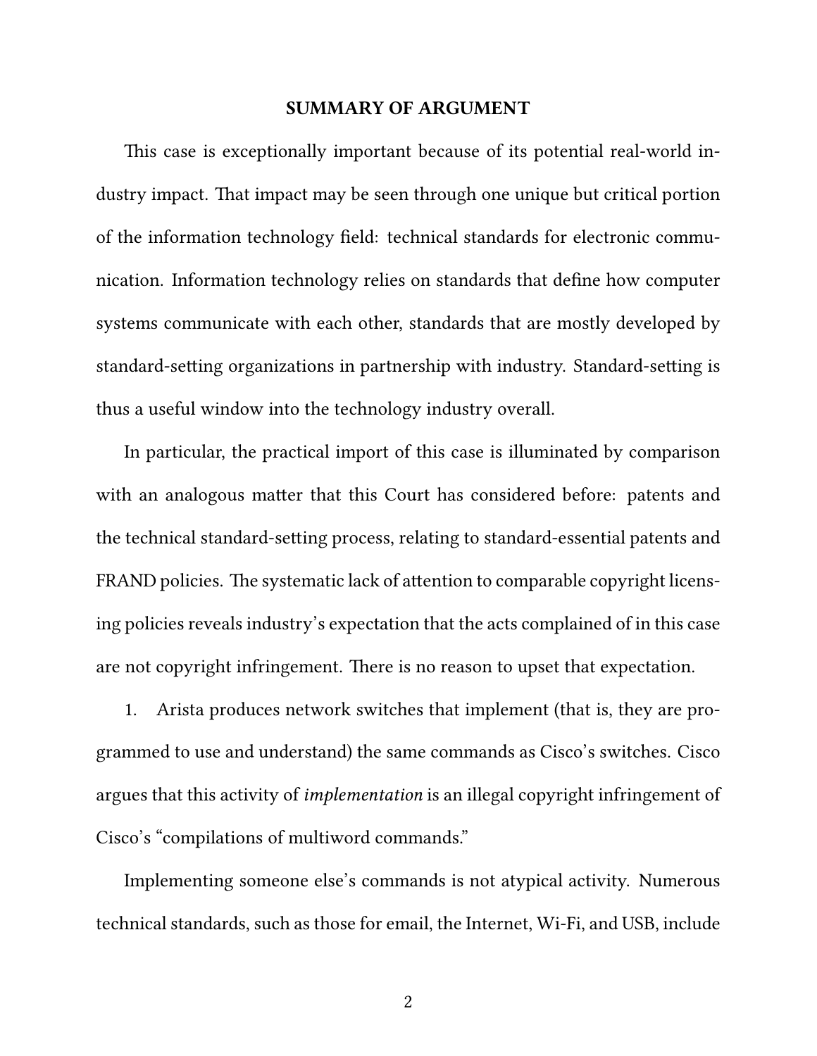## SUMMARY OF ARGUMENT

This case is exceptionally important because of its potential real-world industry impact. That impact may be seen through one unique but critical portion of the information technology field: technical standards for electronic communication. Information technology relies on standards that define how computer systems communicate with each other, standards that are mostly developed by standard-setting organizations in partnership with industry. Standard-setting is thus a useful window into the technology industry overall.

In particular, the practical import of this case is illuminated by comparison with an analogous matter that this Court has considered before: patents and the technical standard-setting process, relating to standard-essential patents and FRAND policies. The systematic lack of attention to comparable copyright licensing policies reveals industry's expectation that the acts complained of in this case are not copyright infringement. There is no reason to upset that expectation.

1. Arista produces network switches that implement (that is, they are programmed to use and understand) the same commands as Cisco's switches. Cisco argues that this activity of *implementation* is an illegal copyright infringement of Cisco's "compilations of multiword commands."

Implementing someone else's commands is not atypical activity. Numerous technical standards, such as those for email, the Internet, Wi-Fi, and USB, include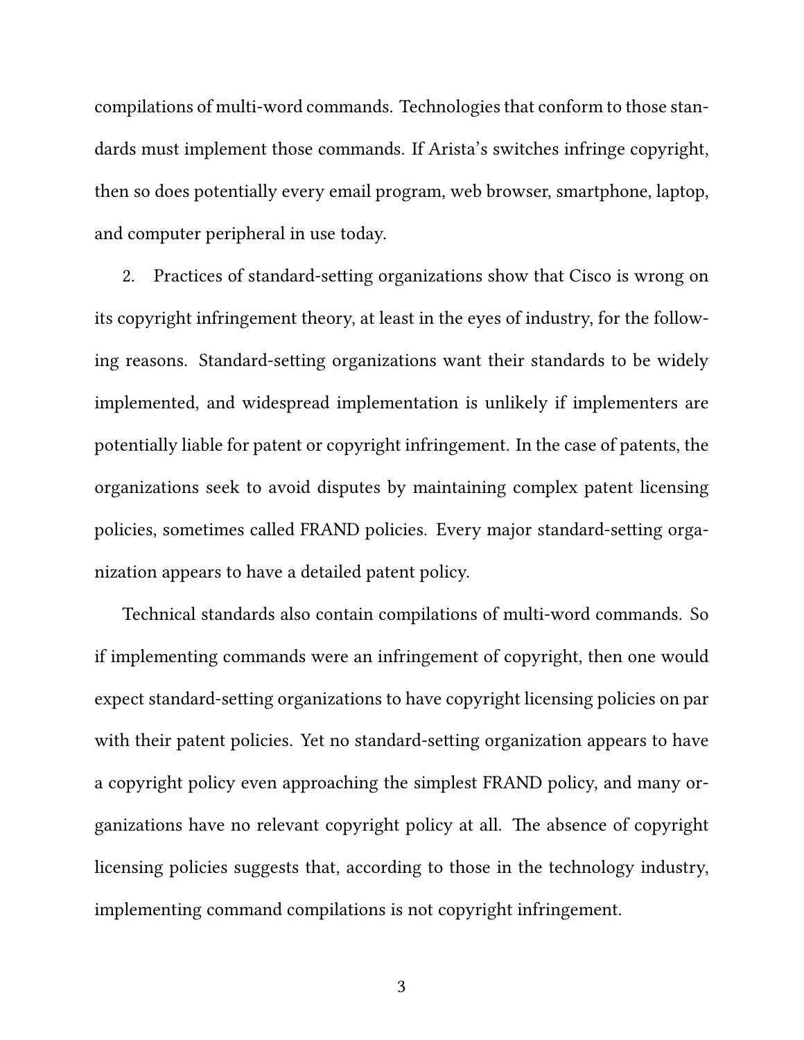compilations of multi-word commands. Technologies that conform to those standards must implement those commands. If Arista's switches infringe copyright, then so does potentially every email program, web browser, smartphone, laptop, and computer peripheral in use today.

2. Practices of standard-setting organizations show that Cisco is wrong on its copyright infringement theory, at least in the eyes of industry, for the following reasons. Standard-setting organizations want their standards to be widely implemented, and widespread implementation is unlikely if implementers are potentially liable for patent or copyright infringement. In the case of patents, the organizations seek to avoid disputes by maintaining complex patent licensing policies, sometimes called FRAND policies. Every major standard-setting organization appears to have a detailed patent policy.

Technical standards also contain compilations of multi-word commands. So if implementing commands were an infringement of copyright, then one would expect standard-setting organizations to have copyright licensing policies on par with their patent policies. Yet no standard-setting organization appears to have a copyright policy even approaching the simplest FRAND policy, and many organizations have no relevant copyright policy at all. The absence of copyright licensing policies suggests that, according to those in the technology industry, implementing command compilations is not copyright infringement.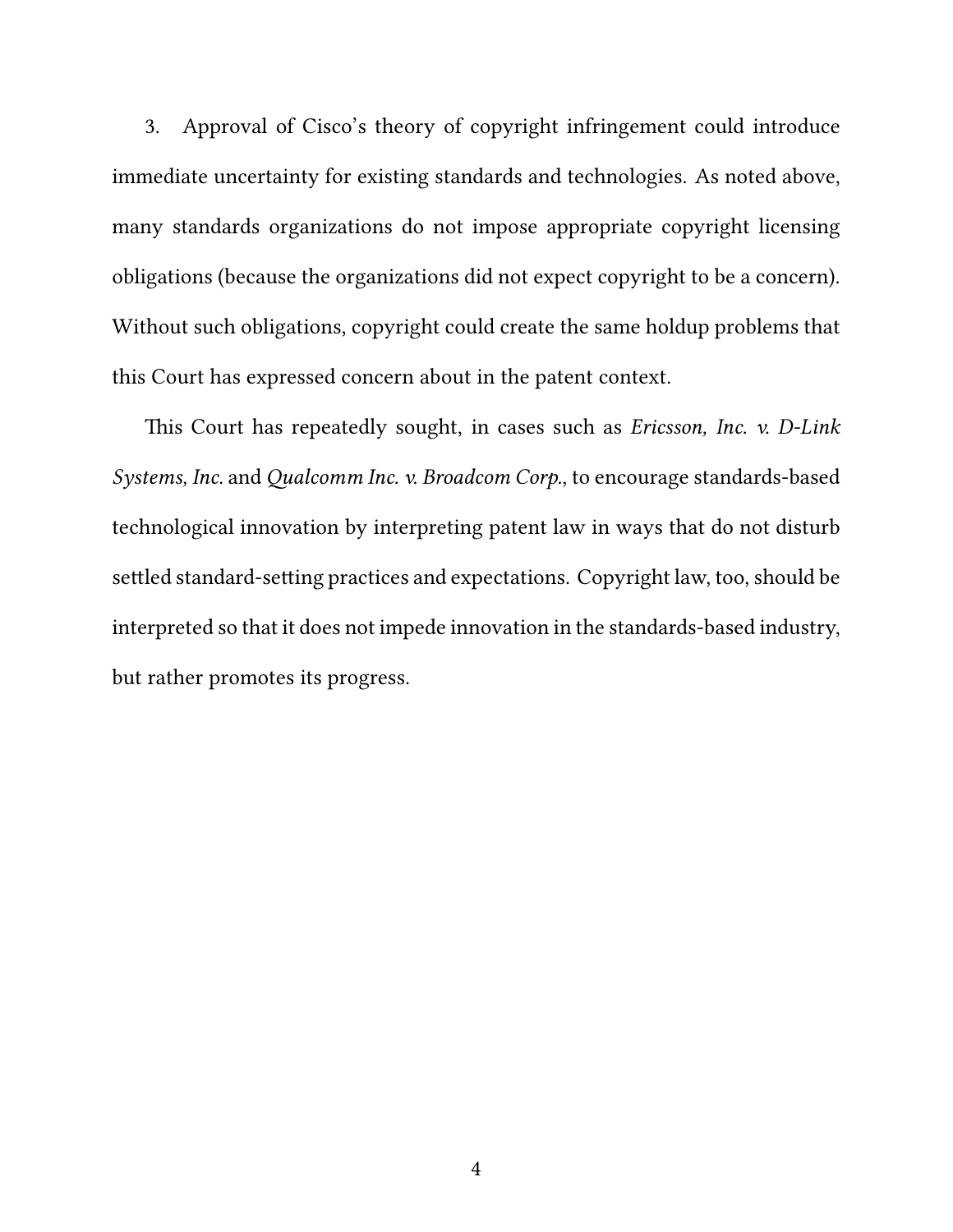3. Approval of Cisco's theory of copyright infringement could introduce immediate uncertainty for existing standards and technologies. As noted above, many standards organizations do not impose appropriate copyright licensing obligations (because the organizations did not expect copyright to be a concern). Without such obligations, copyright could create the same holdup problems that this Court has expressed concern about in the patent context.

This Court has repeatedly sought, in cases such as *Ericsson, Inc. v. D-Link Systems, Inc.* and *Qualcomm Inc. v. Broadcom Corp.*, to encourage standards-based technological innovation by interpreting patent law in ways that do not disturb settled standard-setting practices and expectations. Copyright law, too, should be interpreted so that it does not impede innovation in the standards-based industry, but rather promotes its progress.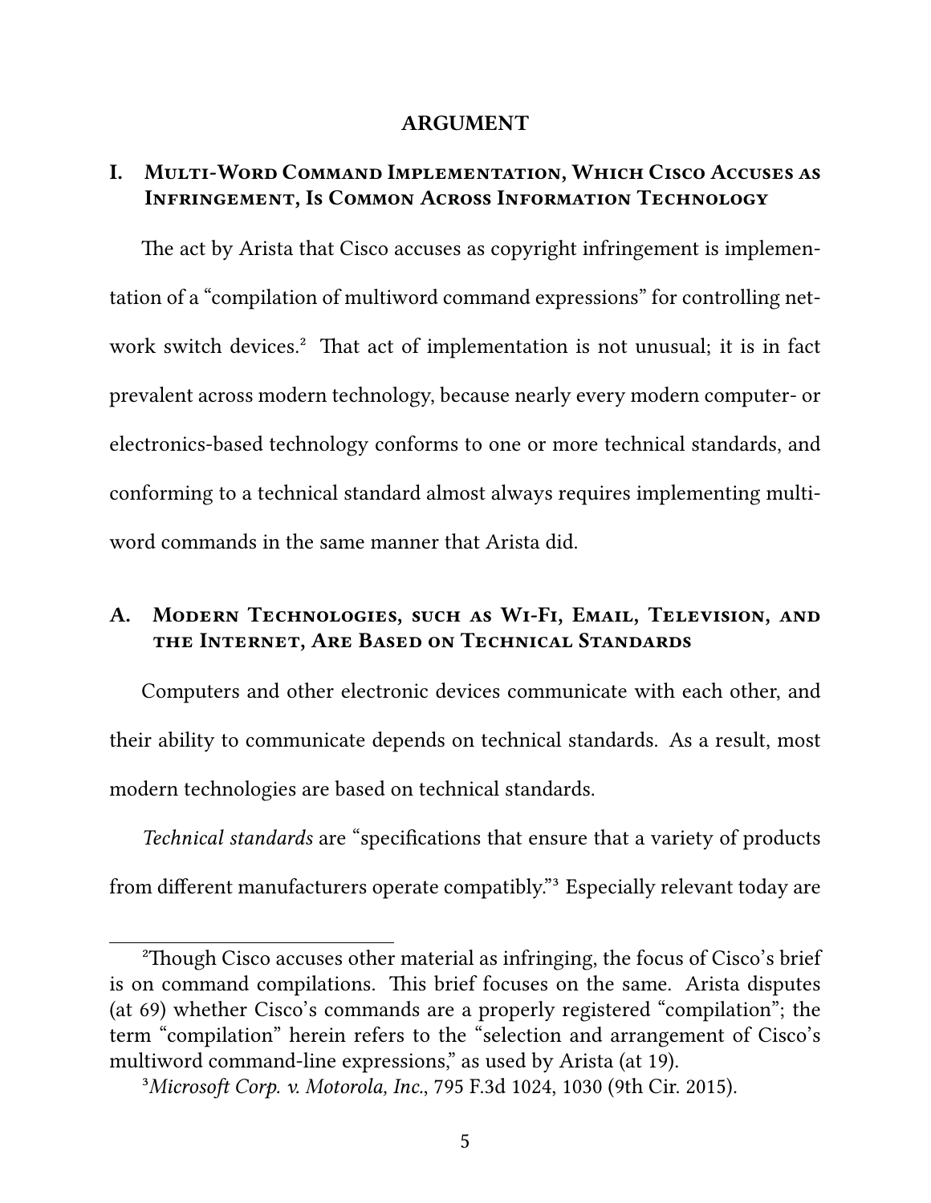## ARGUMENT

### I. Multi-Word Command Implementation, Which Cisco Accuses as Infringement, Is Common Across Information Technology

The act by Arista that Cisco accuses as copyright infringement is implementation of a "compilation of multiword command expressions" for controlling network switch devices.[2] That act of implementation is not unusual; it is in fact prevalent across modern technology, because nearly every modern computer- or electronics-based technology conforms to one or more technical standards, and conforming to a technical standard almost always requires implementing multi-word commands in the same manner that Arista did.

### A. Modern Technologies, such as Wi-Fi, Email, Television, and the Internet, Are Based on Technical Standards

Computers and other electronic devices communicate with each other, and their ability to communicate depends on technical standards. As a result, most modern technologies are based on technical standards.

*Technical standards* are "specifications that ensure that a variety of products from different manufacturers operate compatibly."[3] Especially relevant today are

---

[2] Though Cisco accuses other material as infringing, the focus of Cisco's brief is on command compilations. This brief focuses on the same. Arista disputes (at 69) whether Cisco's commands are a properly registered "compilation"; the term "compilation" herein refers to the "selection and arrangement of Cisco's multiword command-line expressions," as used by Arista (at 19).

[3] *Microsoft Corp. v. Motorola, Inc.*, 795 F.3d 1024, 1030 (9th Cir. 2015).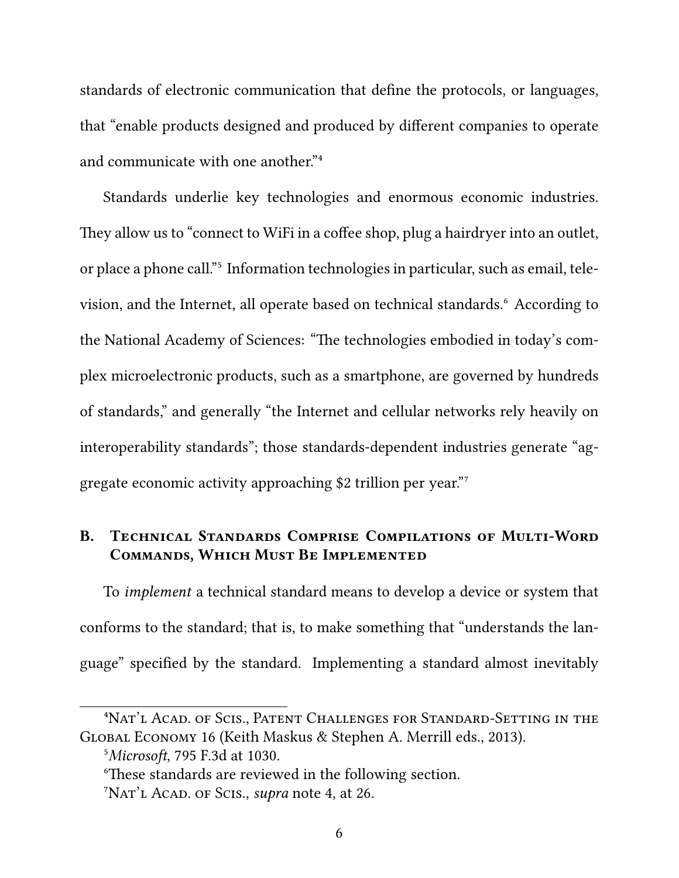standards of electronic communication that define the protocols, or languages, that "enable products designed and produced by different companies to operate and communicate with one another."[4]

Standards underlie key technologies and enormous economic industries. They allow us to "connect to WiFi in a coffee shop, plug a hairdryer into an outlet, or place a phone call."[5] Information technologies in particular, such as email, television, and the Internet, all operate based on technical standards.[6] According to the National Academy of Sciences: "The technologies embodied in today's complex microelectronic products, such as a smartphone, are governed by hundreds of standards," and generally "the Internet and cellular networks rely heavily on interoperability standards"; those standards-dependent industries generate "aggregate economic activity approaching $2 trillion per year."[7]

### B. Technical Standards Comprise Compilations of Multi-Word Commands, Which Must Be Implemented

To *implement* a technical standard means to develop a device or system that conforms to the standard; that is, to make something that "understands the language" specified by the standard. Implementing a standard almost inevitably

---

[4] Nat'l Acad. of Scis., Patent Challenges for Standard-Setting in the Global Economy 16 (Keith Maskus & Stephen A. Merrill eds., 2013).

[5] *Microsoft*, 795 F.3d at 1030.

[6] These standards are reviewed in the following section.

[7] Nat'l Acad. of Scis., *supra* note 4, at 26.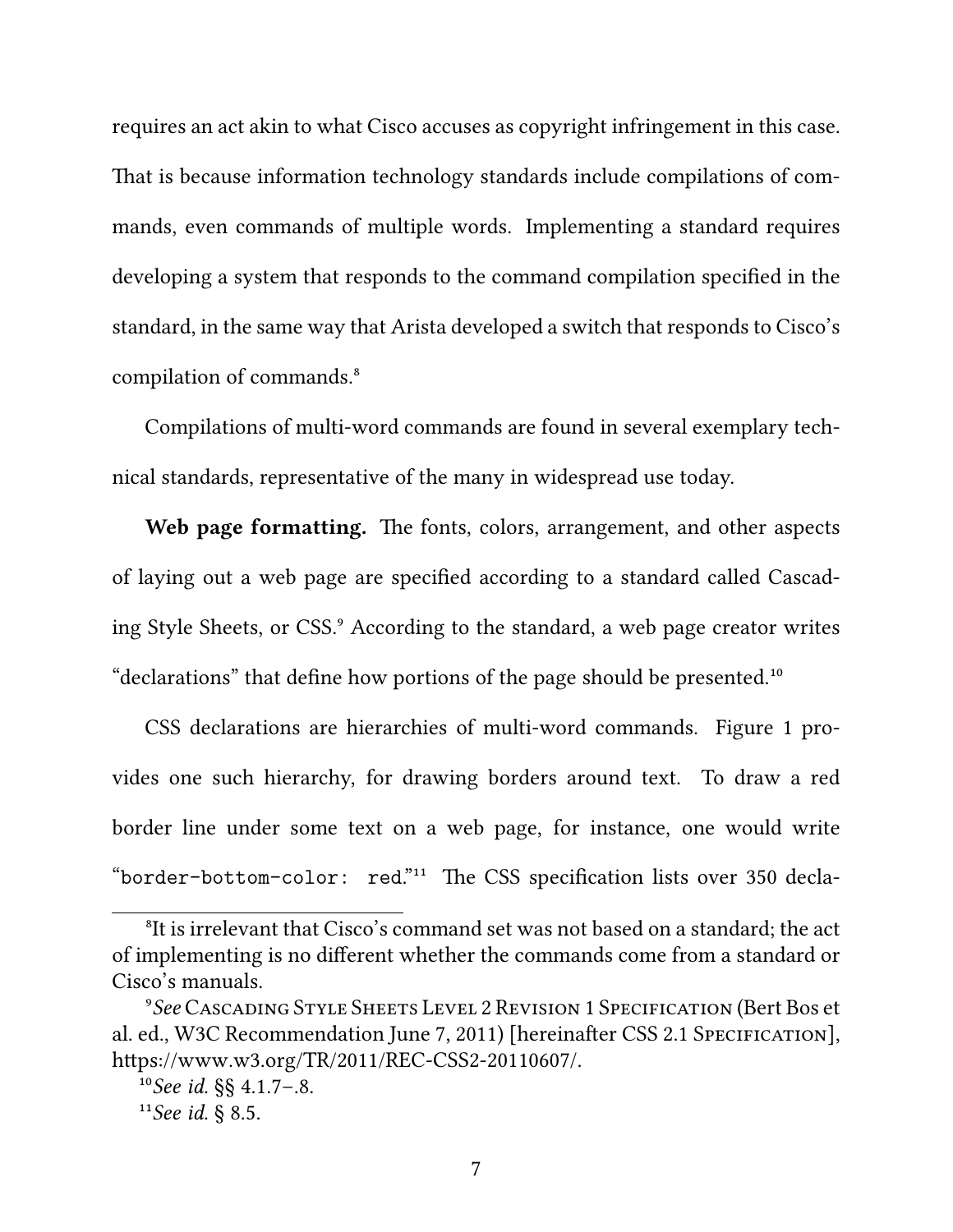requires an act akin to what Cisco accuses as copyright infringement in this case. That is because information technology standards include compilations of commands, even commands of multiple words. Implementing a standard requires developing a system that responds to the command compilation specified in the standard, in the same way that Arista developed a switch that responds to Cisco's compilation of commands.[8]

Compilations of multi-word commands are found in several exemplary technical standards, representative of the many in widespread use today.

**Web page formatting.** The fonts, colors, arrangement, and other aspects of laying out a web page are specified according to a standard called Cascading Style Sheets, or CSS.[9] According to the standard, a web page creator writes "declarations" that define how portions of the page should be presented.[10]

CSS declarations are hierarchies of multi-word commands. Figure 1 provides one such hierarchy, for drawing borders around text. To draw a red border line under some text on a web page, for instance, one would write "`border-bottom-color: red`."[11] The CSS specification lists over 350 decla-

---

[8]It is irrelevant that Cisco's command set was not based on a standard; the act of implementing is no different whether the commands come from a standard or Cisco's manuals.

[9]*See* Cascading Style Sheets Level 2 Revision 1 Specification (Bert Bos et al. ed., W3C Recommendation June 7, 2011) [hereinafter CSS 2.1 Specification], https://www.w3.org/TR/2011/REC-CSS2-20110607/.

[10]*See id.* §§ 4.1.7–.8.

[11]*See id.* § 8.5.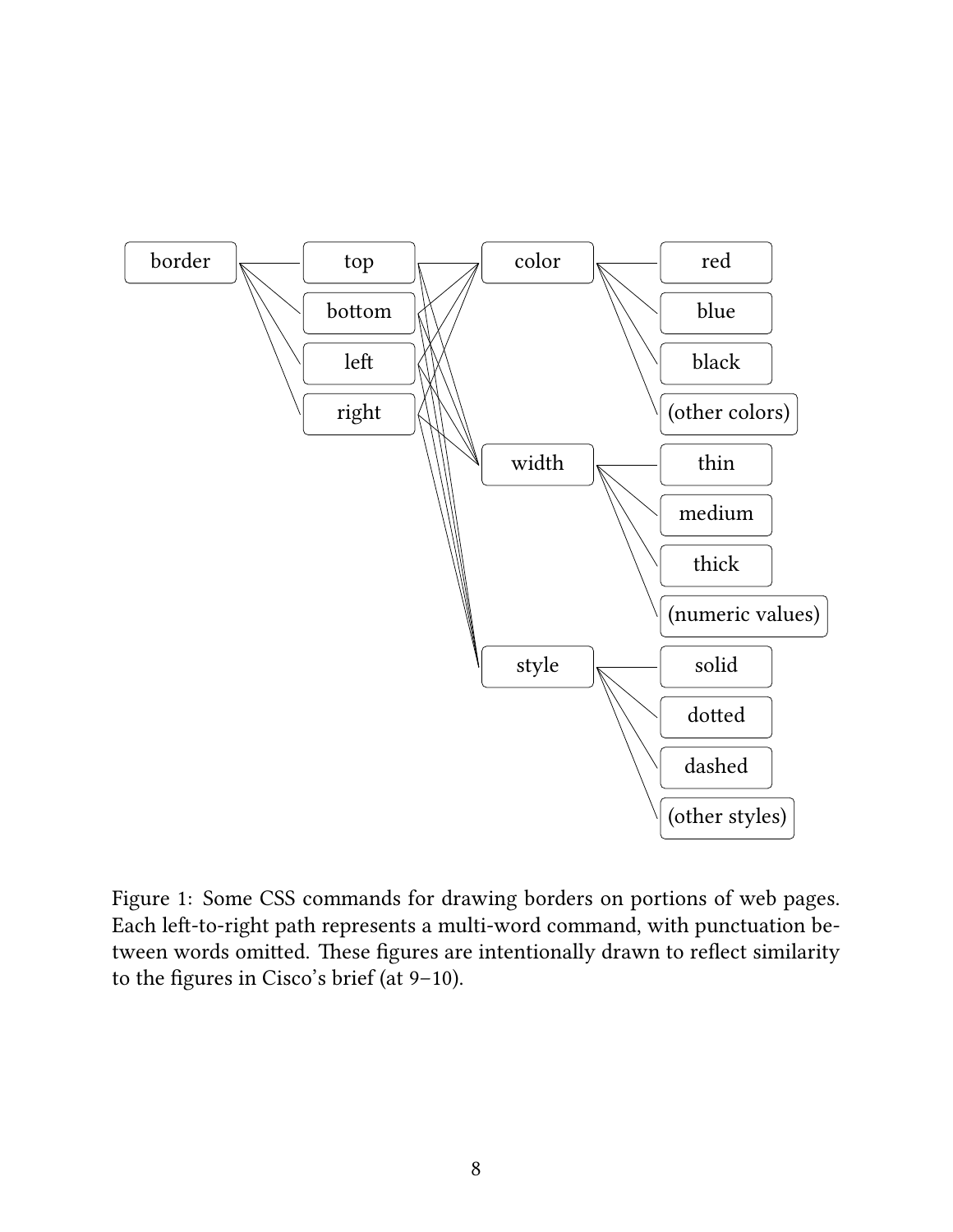Figure 1: Some CSS commands for drawing borders on portions of web pages. Each left-to-right path represents a multi-word command, with punctuation between words omitted. These figures are intentionally drawn to reflect similarity to the figures in Cisco's brief (at 9–10).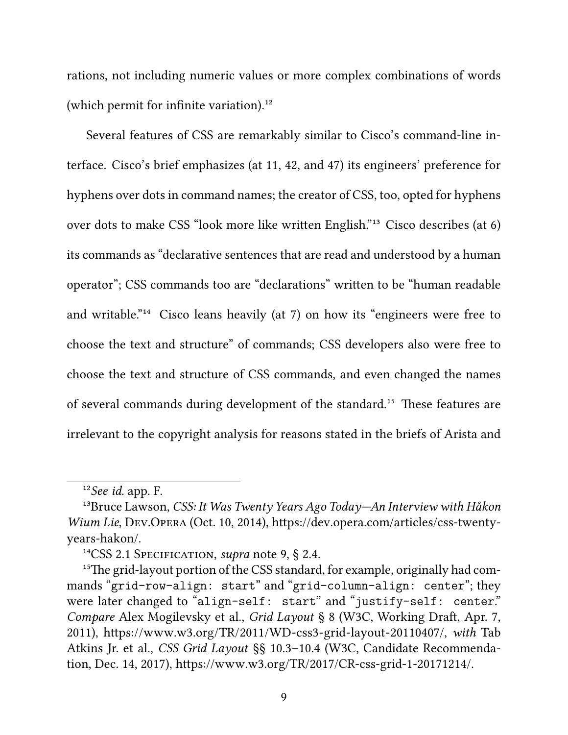rations, not including numeric values or more complex combinations of words (which permit for infinite variation).[12]

Several features of CSS are remarkably similar to Cisco's command-line interface. Cisco's brief emphasizes (at 11, 42, and 47) its engineers' preference for hyphens over dots in command names; the creator of CSS, too, opted for hyphens over dots to make CSS "look more like written English."[13] Cisco describes (at 6) its commands as "declarative sentences that are read and understood by a human operator"; CSS commands too are "declarations" written to be "human readable and writable."[14] Cisco leans heavily (at 7) on how its "engineers were free to choose the text and structure" of commands; CSS developers also were free to choose the text and structure of CSS commands, and even changed the names of several commands during development of the standard.[15] These features are irrelevant to the copyright analysis for reasons stated in the briefs of Arista and

---

[12] *See id.* app. F.

[13] Bruce Lawson, *CSS: It Was Twenty Years Ago Today—An Interview with Håkon Wium Lie*, Dev.Opera (Oct. 10, 2014), https://dev.opera.com/articles/css-twenty-years-hakon/.

[14] CSS 2.1 Specification, *supra* note 9, § 2.4.

[15] The grid-layout portion of the CSS standard, for example, originally had commands "`grid-row-align: start`" and "`grid-column-align: center`"; they were later changed to "`align-self: start`" and "`justify-self: center`." *Compare* Alex Mogilevsky et al., *Grid Layout* § 8 (W3C, Working Draft, Apr. 7, 2011), https://www.w3.org/TR/2011/WD-css3-grid-layout-20110407/, *with* Tab Atkins Jr. et al., *CSS Grid Layout* §§ 10.3–10.4 (W3C, Candidate Recommendation, Dec. 14, 2017), https://www.w3.org/TR/2017/CR-css-grid-1-20171214/.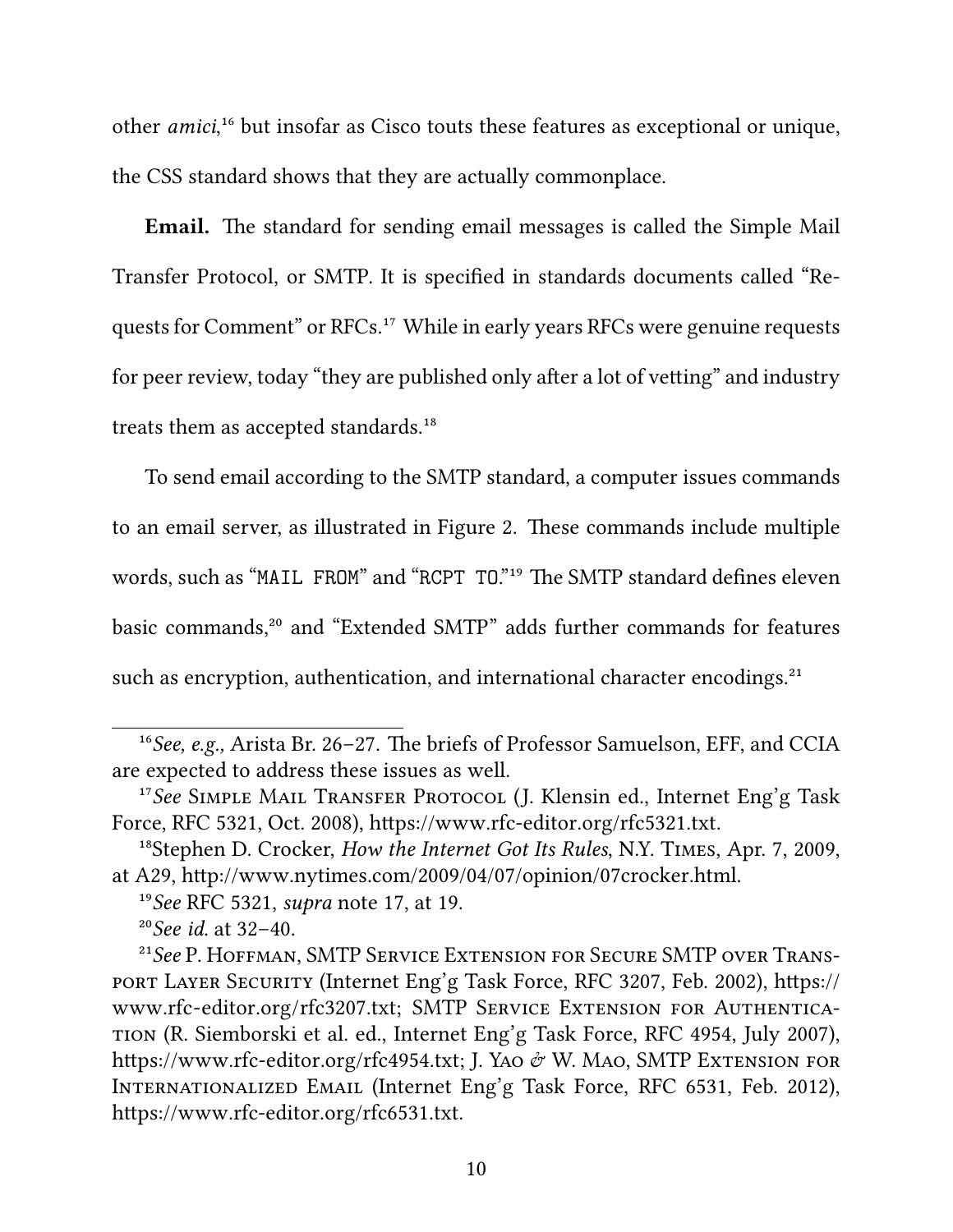other *amici*,[16] but insofar as Cisco touts these features as exceptional or unique, the CSS standard shows that they are actually commonplace.

**Email.** The standard for sending email messages is called the Simple Mail Transfer Protocol, or SMTP. It is specified in standards documents called "Requests for Comment" or RFCs.[17] While in early years RFCs were genuine requests for peer review, today "they are published only after a lot of vetting" and industry treats them as accepted standards.[18]

To send email according to the SMTP standard, a computer issues commands to an email server, as illustrated in Figure 2. These commands include multiple words, such as "`MAIL FROM`" and "`RCPT TO`."[19] The SMTP standard defines eleven basic commands,[20] and "Extended SMTP" adds further commands for features such as encryption, authentication, and international character encodings.[21]

---

[16] *See, e.g.,* Arista Br. 26–27. The briefs of Professor Samuelson, EFF, and CCIA are expected to address these issues as well.

[17] *See* Simple Mail Transfer Protocol (J. Klensin ed., Internet Eng'g Task Force, RFC 5321, Oct. 2008), https://www.rfc-editor.org/rfc5321.txt.

[18] Stephen D. Crocker, *How the Internet Got Its Rules*, N.Y. Times, Apr. 7, 2009, at A29, http://www.nytimes.com/2009/04/07/opinion/07crocker.html.

[19] *See* RFC 5321, *supra* note 17, at 19.

[20] *See id.* at 32–40.

[21] *See* P. Hoffman, SMTP Service Extension for Secure SMTP over Transport Layer Security (Internet Eng'g Task Force, RFC 3207, Feb. 2002), https://www.rfc-editor.org/rfc3207.txt; SMTP Service Extension for Authentication (R. Siemborski et al. ed., Internet Eng'g Task Force, RFC 4954, July 2007), https://www.rfc-editor.org/rfc4954.txt; J. Yao & W. Mao, SMTP Extension for Internationalized Email (Internet Eng'g Task Force, RFC 6531, Feb. 2012), https://www.rfc-editor.org/rfc6531.txt.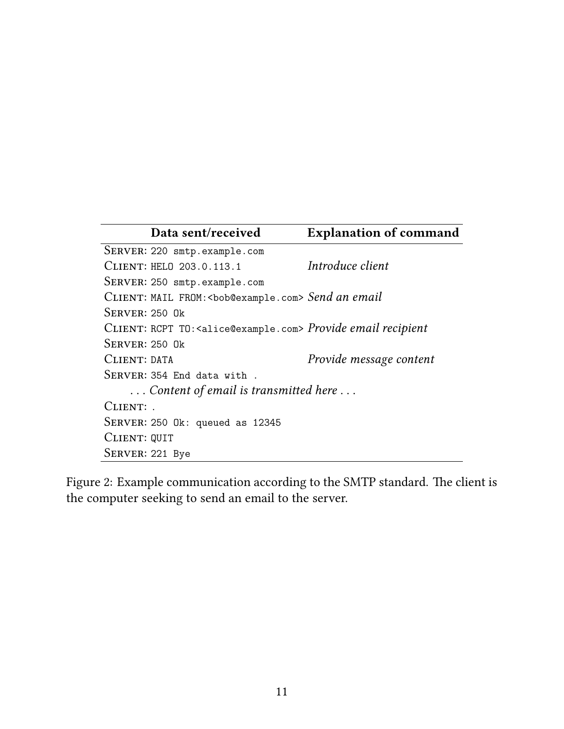| Data sent/received | Explanation of command |
|---|---|
| SERVER: `220 smtp.example.com` | |
| CLIENT: `HELO 203.0.113.1` | *Introduce client* |
| SERVER: `250 smtp.example.com` | |
| CLIENT: `MAIL FROM:<bob@example.com>` | *Send an email* |
| SERVER: `250 Ok` | |
| CLIENT: `RCPT TO:<alice@example.com>` | *Provide email recipient* |
| SERVER: `250 Ok` | |
| CLIENT: `DATA` | *Provide message content* |
| SERVER: `354 End data with .` | |
| *. . . Content of email is transmitted here . . .* | |
| CLIENT: `.` | |
| SERVER: `250 Ok: queued as 12345` | |
| CLIENT: `QUIT` | |
| SERVER: `221 Bye` | |

Figure 2: Example communication according to the SMTP standard. The client is the computer seeking to send an email to the server.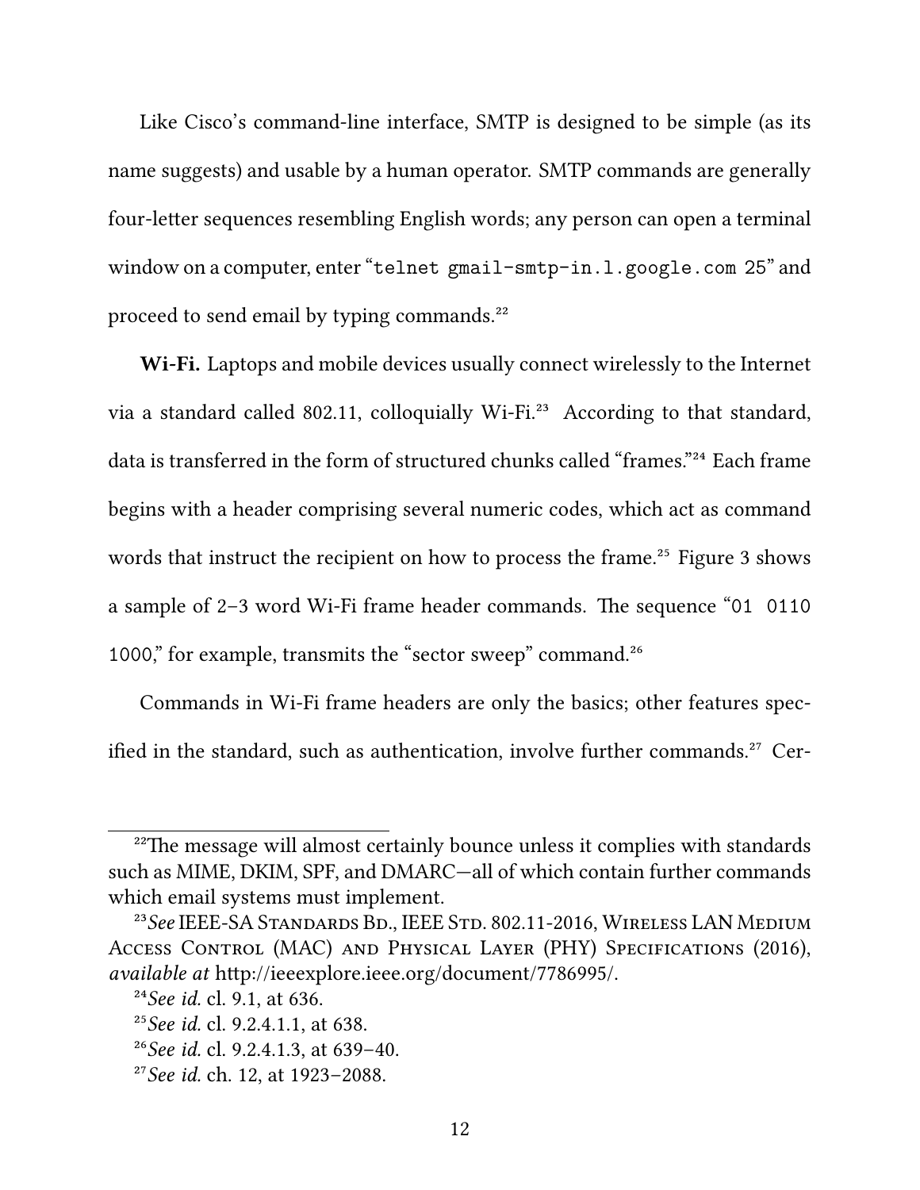Like Cisco's command-line interface, SMTP is designed to be simple (as its name suggests) and usable by a human operator. SMTP commands are generally four-letter sequences resembling English words; any person can open a terminal window on a computer, enter "`telnet gmail-smtp-in.l.google.com 25`" and proceed to send email by typing commands.[22]

**Wi-Fi.** Laptops and mobile devices usually connect wirelessly to the Internet via a standard called 802.11, colloquially Wi-Fi.[23] According to that standard, data is transferred in the form of structured chunks called "frames."[24] Each frame begins with a header comprising several numeric codes, which act as command words that instruct the recipient on how to process the frame.[25] Figure 3 shows a sample of 2–3 word Wi-Fi frame header commands. The sequence "`01 0110 1000`," for example, transmits the "sector sweep" command.[26]

Commands in Wi-Fi frame headers are only the basics; other features specified in the standard, such as authentication, involve further commands.[27] Cer-

---

[22] The message will almost certainly bounce unless it complies with standards such as MIME, DKIM, SPF, and DMARC—all of which contain further commands which email systems must implement.

[23] *See* IEEE-SA Standards Bd., IEEE Std. 802.11-2016, Wireless LAN Medium Access Control (MAC) and Physical Layer (PHY) Specifications (2016), *available at* http://ieeexplore.ieee.org/document/7786995/.

[24] *See id.* cl. 9.1, at 636.

[25] *See id.* cl. 9.2.4.1.1, at 638.

[26] *See id.* cl. 9.2.4.1.3, at 639–40.

[27] *See id.* ch. 12, at 1923–2088.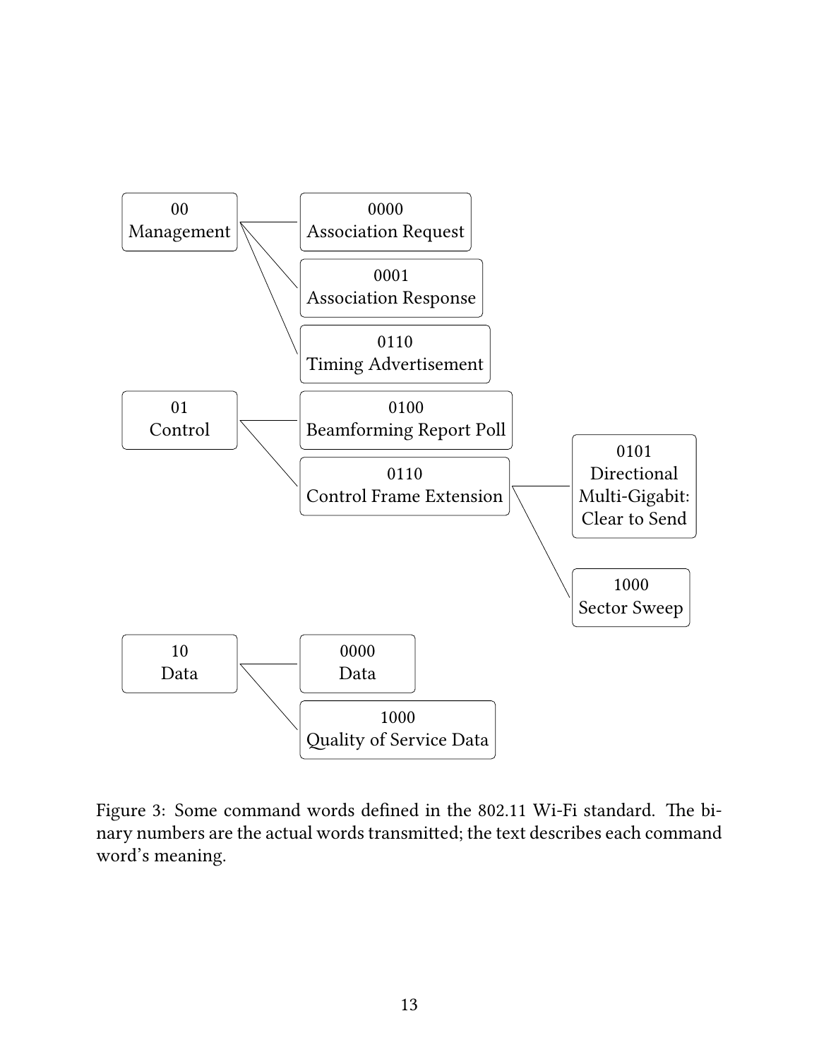- 00 Management
  - 0000 Association Request
  - 0001 Association Response
  - 0110 Timing Advertisement
- 01 Control
  - 0100 Beamforming Report Poll
  - 0110 Control Frame Extension
    - 0101 Directional Multi-Gigabit: Clear to Send
    - 1000 Sector Sweep
- 10 Data
  - 0000 Data
  - 1000 Quality of Service Data

Figure 3: Some command words defined in the 802.11 Wi-Fi standard. The binary numbers are the actual words transmitted; the text describes each command word's meaning.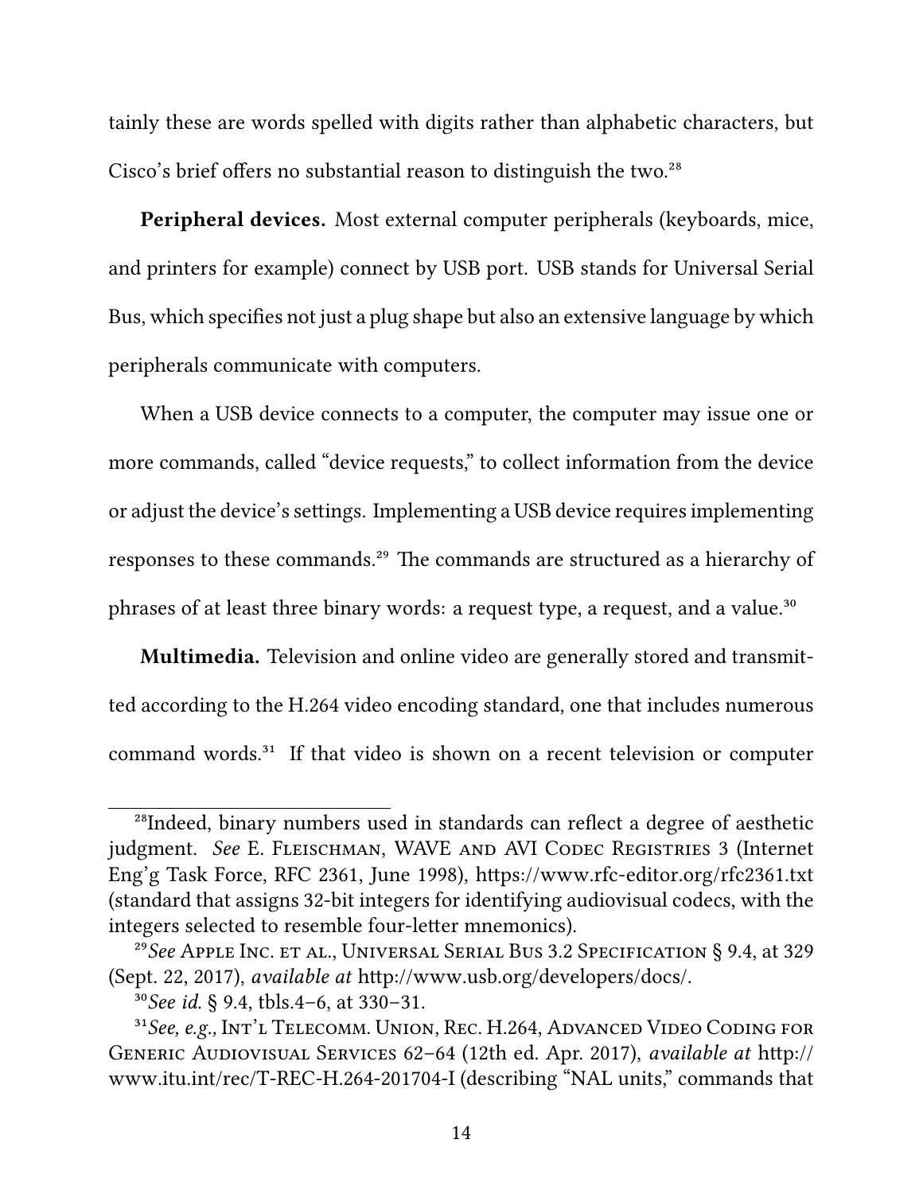tainly these are words spelled with digits rather than alphabetic characters, but Cisco's brief offers no substantial reason to distinguish the two.[28]

**Peripheral devices.** Most external computer peripherals (keyboards, mice, and printers for example) connect by USB port. USB stands for Universal Serial Bus, which specifies not just a plug shape but also an extensive language by which peripherals communicate with computers.

When a USB device connects to a computer, the computer may issue one or more commands, called "device requests," to collect information from the device or adjust the device's settings. Implementing a USB device requires implementing responses to these commands.[29] The commands are structured as a hierarchy of phrases of at least three binary words: a request type, a request, and a value.[30]

**Multimedia.** Television and online video are generally stored and transmitted according to the H.264 video encoding standard, one that includes numerous command words.[31] If that video is shown on a recent television or computer

---

[28]Indeed, binary numbers used in standards can reflect a degree of aesthetic judgment. *See* E. Fleischman, WAVE and AVI Codec Registries 3 (Internet Eng'g Task Force, RFC 2361, June 1998), https://www.rfc-editor.org/rfc2361.txt (standard that assigns 32-bit integers for identifying audiovisual codecs, with the integers selected to resemble four-letter mnemonics).

[29]*See* Apple Inc. et al., Universal Serial Bus 3.2 Specification § 9.4, at 329 (Sept. 22, 2017), *available at* http://www.usb.org/developers/docs/.

[30]*See id.* § 9.4, tbls.4–6, at 330–31.

[31]*See, e.g.*, Int'l Telecomm. Union, Rec. H.264, Advanced Video Coding for Generic Audiovisual Services 62–64 (12th ed. Apr. 2017), *available at* http://www.itu.int/rec/T-REC-H.264-201704-I (describing "NAL units," commands that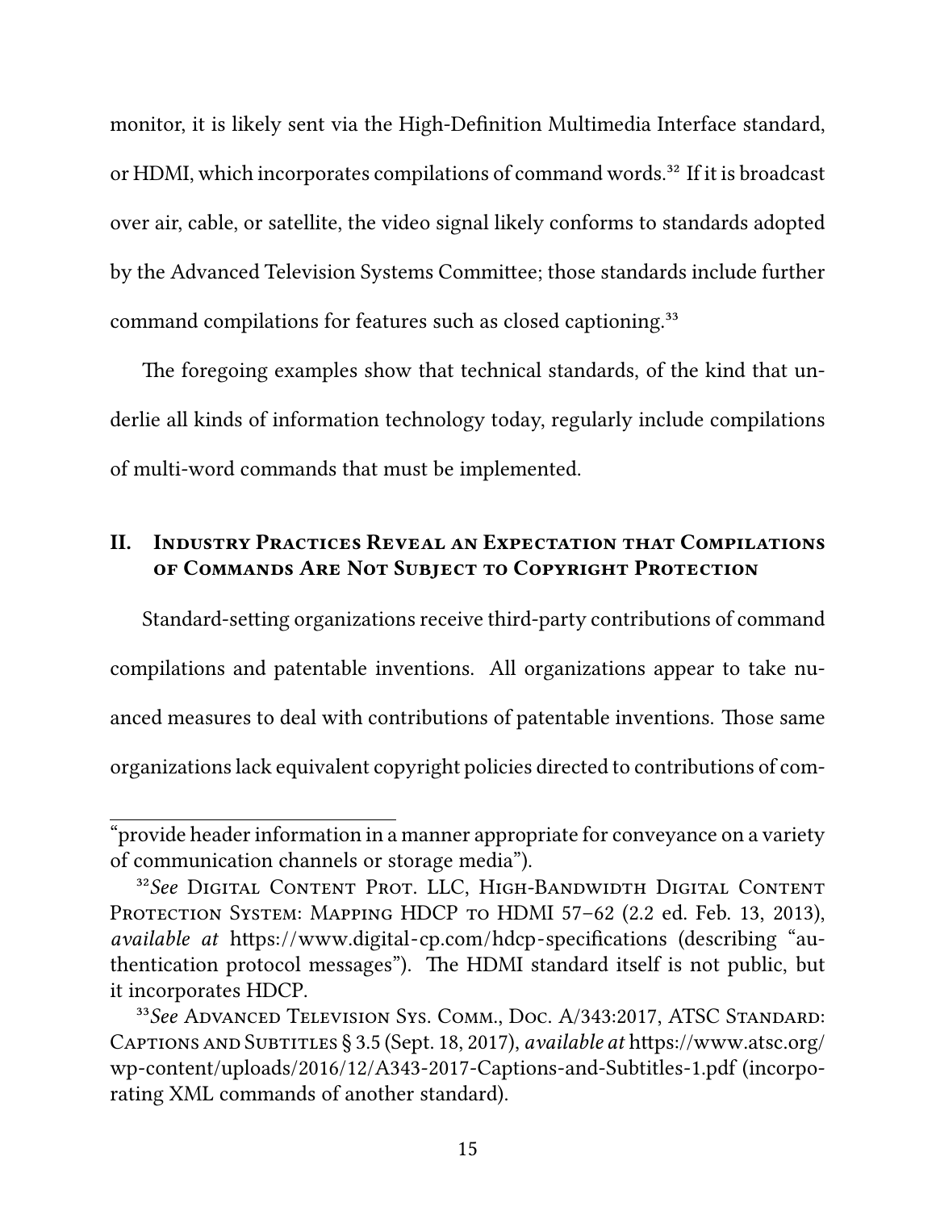monitor, it is likely sent via the High-Definition Multimedia Interface standard, or HDMI, which incorporates compilations of command words.[32] If it is broadcast over air, cable, or satellite, the video signal likely conforms to standards adopted by the Advanced Television Systems Committee; those standards include further command compilations for features such as closed captioning.[33]

The foregoing examples show that technical standards, of the kind that underlie all kinds of information technology today, regularly include compilations of multi-word commands that must be implemented.

## II. Industry Practices Reveal an Expectation that Compilations of Commands Are Not Subject to Copyright Protection

Standard-setting organizations receive third-party contributions of command compilations and patentable inventions. All organizations appear to take nuanced measures to deal with contributions of patentable inventions. Those same organizations lack equivalent copyright policies directed to contributions of com-

---

"provide header information in a manner appropriate for conveyance on a variety of communication channels or storage media").

[32] *See* Digital Content Prot. LLC, High-Bandwidth Digital Content Protection System: Mapping HDCP to HDMI 57–62 (2.2 ed. Feb. 13, 2013), *available at* https://www.digital-cp.com/hdcp-specifications (describing "authentication protocol messages"). The HDMI standard itself is not public, but it incorporates HDCP.

[33] *See* Advanced Television Sys. Comm., Doc. A/343:2017, ATSC Standard: Captions and Subtitles § 3.5 (Sept. 18, 2017), *available at* https://www.atsc.org/wp-content/uploads/2016/12/A343-2017-Captions-and-Subtitles-1.pdf (incorporating XML commands of another standard).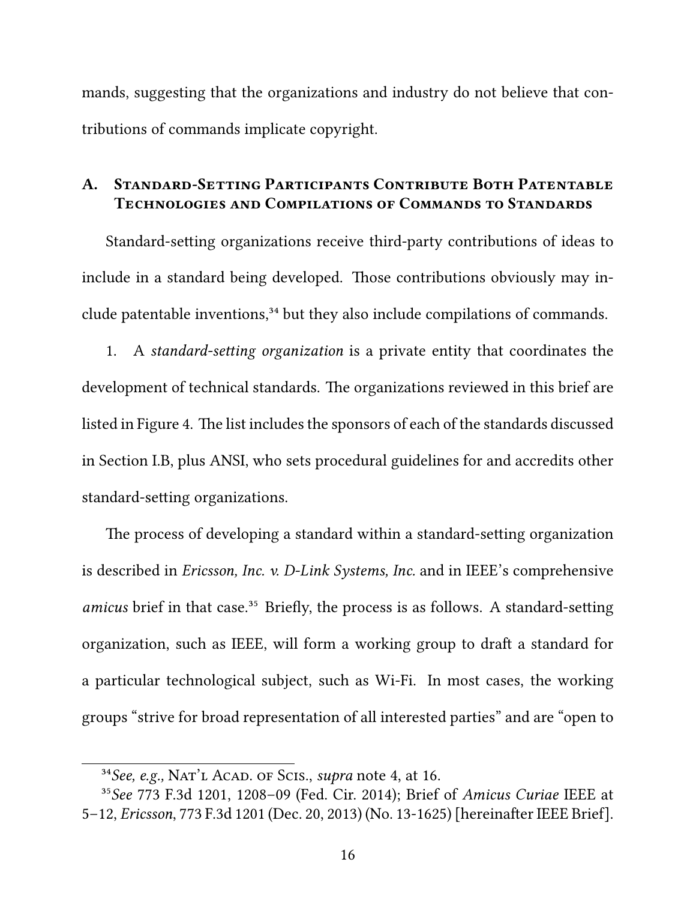mands, suggesting that the organizations and industry do not believe that contributions of commands implicate copyright.

## A. Standard-Setting Participants Contribute Both Patentable Technologies and Compilations of Commands to Standards

Standard-setting organizations receive third-party contributions of ideas to include in a standard being developed. Those contributions obviously may include patentable inventions,[34] but they also include compilations of commands.

1. A *standard-setting organization* is a private entity that coordinates the development of technical standards. The organizations reviewed in this brief are listed in Figure 4. The list includes the sponsors of each of the standards discussed in Section I.B, plus ANSI, who sets procedural guidelines for and accredits other standard-setting organizations.

The process of developing a standard within a standard-setting organization is described in *Ericsson, Inc. v. D-Link Systems, Inc.* and in IEEE's comprehensive *amicus* brief in that case.[35] Briefly, the process is as follows. A standard-setting organization, such as IEEE, will form a working group to draft a standard for a particular technological subject, such as Wi-Fi. In most cases, the working groups "strive for broad representation of all interested parties" and are "open to

---

[34] *See, e.g.*, Nat'l Acad. of Scis., *supra* note 4, at 16.

[35] *See* 773 F.3d 1201, 1208–09 (Fed. Cir. 2014); Brief of *Amicus Curiae* IEEE at 5–12, *Ericsson*, 773 F.3d 1201 (Dec. 20, 2013) (No. 13-1625) [hereinafter IEEE Brief].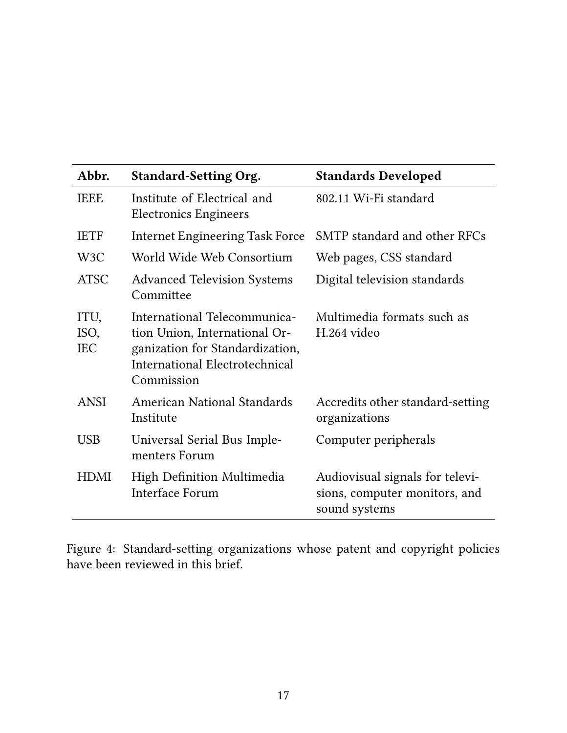| Abbr. | Standard-Setting Org. | Standards Developed |
|---|---|---|
| IEEE | Institute of Electrical and Electronics Engineers | 802.11 Wi-Fi standard |
| IETF | Internet Engineering Task Force | SMTP standard and other RFCs |
| W3C | World Wide Web Consortium | Web pages, CSS standard |
| ATSC | Advanced Television Systems Committee | Digital television standards |
| ITU, ISO, IEC | International Telecommunication Union, International Organization for Standardization, International Electrotechnical Commission | Multimedia formats such as H.264 video |
| ANSI | American National Standards Institute | Accredits other standard-setting organizations |
| USB | Universal Serial Bus Implementers Forum | Computer peripherals |
| HDMI | High Definition Multimedia Interface Forum | Audiovisual signals for televisions, computer monitors, and sound systems |

Figure 4: Standard-setting organizations whose patent and copyright policies have been reviewed in this brief.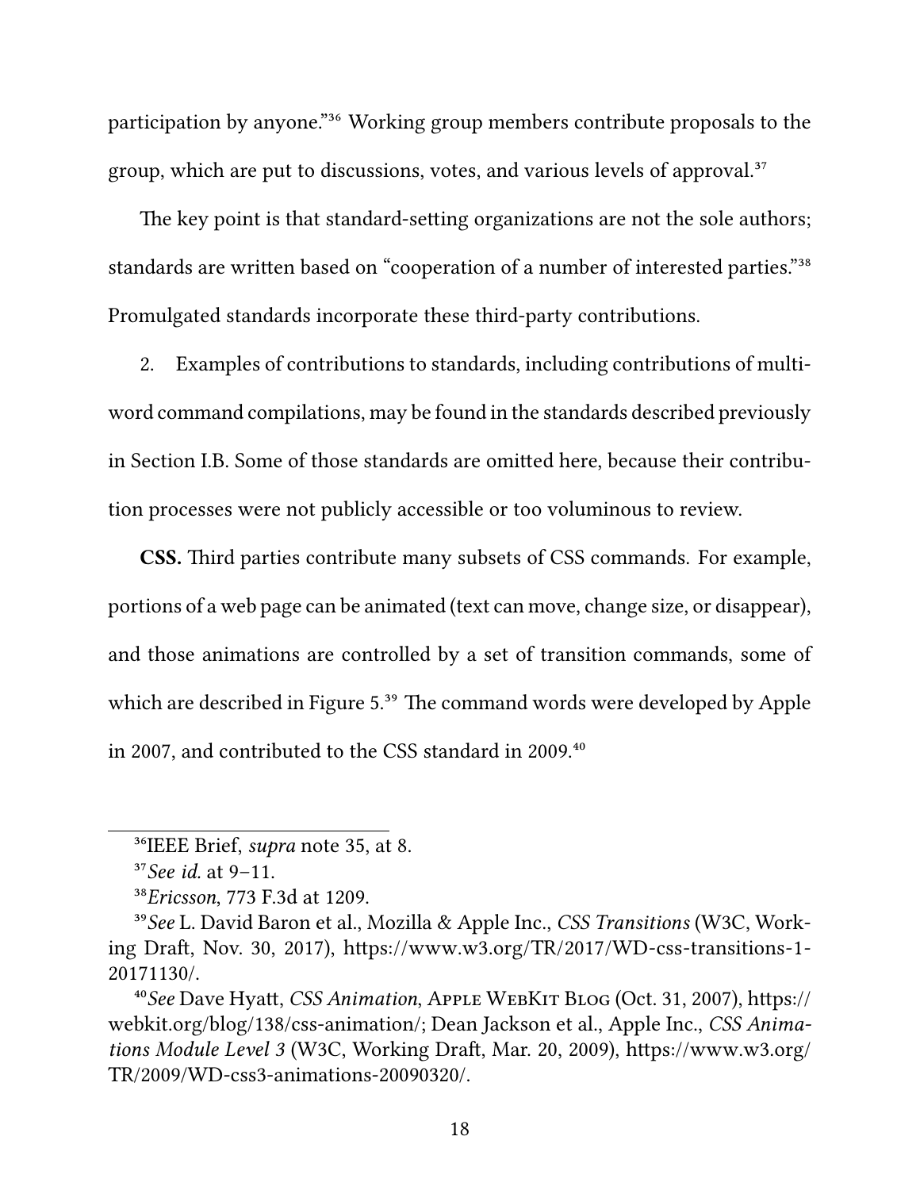participation by anyone."[36] Working group members contribute proposals to the group, which are put to discussions, votes, and various levels of approval.[37]

The key point is that standard-setting organizations are not the sole authors; standards are written based on "cooperation of a number of interested parties."[38] Promulgated standards incorporate these third-party contributions.

2. Examples of contributions to standards, including contributions of multi-word command compilations, may be found in the standards described previously in Section I.B. Some of those standards are omitted here, because their contribution processes were not publicly accessible or too voluminous to review.

**CSS.** Third parties contribute many subsets of CSS commands. For example, portions of a web page can be animated (text can move, change size, or disappear), and those animations are controlled by a set of transition commands, some of which are described in Figure 5.[39] The command words were developed by Apple in 2007, and contributed to the CSS standard in 2009.[40]

---

[36] IEEE Brief, *supra* note 35, at 8.

[37] *See id.* at 9–11.

[38] *Ericsson*, 773 F.3d at 1209.

[39] *See* L. David Baron et al., Mozilla & Apple Inc., *CSS Transitions* (W3C, Working Draft, Nov. 30, 2017), https://www.w3.org/TR/2017/WD-css-transitions-1-20171130/.

[40] *See* Dave Hyatt, *CSS Animation*, Apple WebKit Blog (Oct. 31, 2007), https://webkit.org/blog/138/css-animation/; Dean Jackson et al., Apple Inc., *CSS Animations Module Level 3* (W3C, Working Draft, Mar. 20, 2009), https://www.w3.org/TR/2009/WD-css3-animations-20090320/.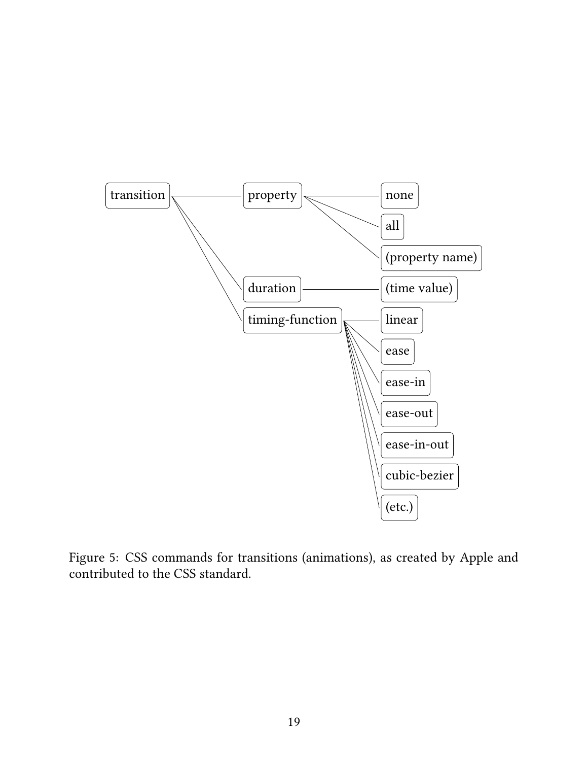- transition
  - property
    - none
    - all
    - (property name)
  - duration
    - (time value)
  - timing-function
    - linear
    - ease
    - ease-in
    - ease-out
    - ease-in-out
    - cubic-bezier
    - (etc.)

Figure 5: CSS commands for transitions (animations), as created by Apple and contributed to the CSS standard.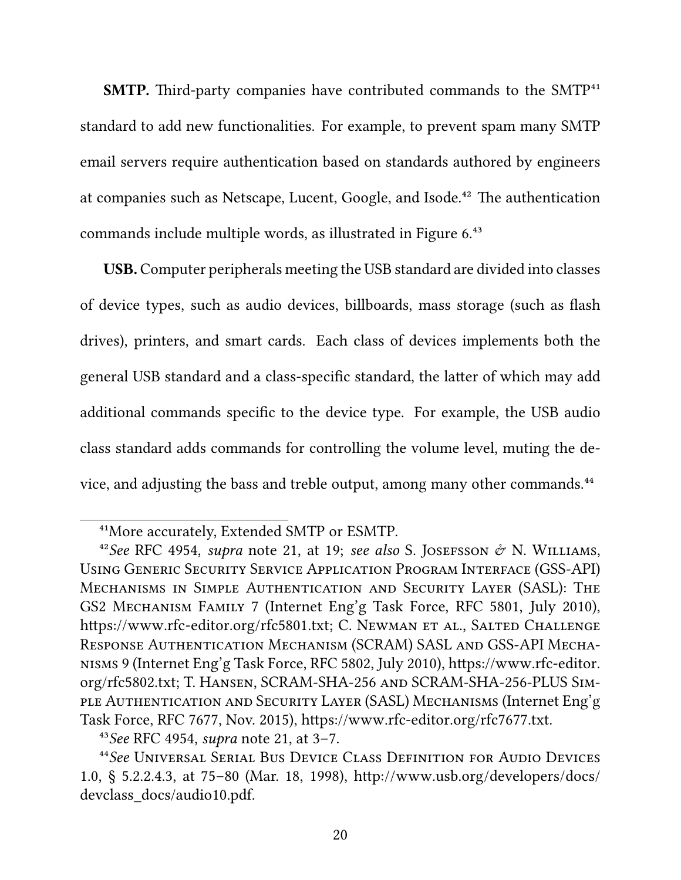**SMTP.** Third-party companies have contributed commands to the SMTP[41] standard to add new functionalities. For example, to prevent spam many SMTP email servers require authentication based on standards authored by engineers at companies such as Netscape, Lucent, Google, and Isode.[42] The authentication commands include multiple words, as illustrated in Figure 6.[43]

**USB.** Computer peripherals meeting the USB standard are divided into classes of device types, such as audio devices, billboards, mass storage (such as flash drives), printers, and smart cards. Each class of devices implements both the general USB standard and a class-specific standard, the latter of which may add additional commands specific to the device type. For example, the USB audio class standard adds commands for controlling the volume level, muting the device, and adjusting the bass and treble output, among many other commands.[44]

---

[41] More accurately, Extended SMTP or ESMTP.

[42] *See* RFC 4954, *supra* note 21, at 19; *see also* S. Josefsson & N. Williams, Using Generic Security Service Application Program Interface (GSS-API) Mechanisms in Simple Authentication and Security Layer (SASL): The GS2 Mechanism Family 7 (Internet Eng'g Task Force, RFC 5801, July 2010), https://www.rfc-editor.org/rfc5801.txt; C. Newman et al., Salted Challenge Response Authentication Mechanism (SCRAM) SASL and GSS-API Mechanisms 9 (Internet Eng'g Task Force, RFC 5802, July 2010), https://www.rfc-editor.org/rfc5802.txt; T. Hansen, SCRAM-SHA-256 and SCRAM-SHA-256-PLUS Simple Authentication and Security Layer (SASL) Mechanisms (Internet Eng'g Task Force, RFC 7677, Nov. 2015), https://www.rfc-editor.org/rfc7677.txt.

[43] *See* RFC 4954, *supra* note 21, at 3–7.

[44] *See* Universal Serial Bus Device Class Definition for Audio Devices 1.0, § 5.2.2.4.3, at 75–80 (Mar. 18, 1998), http://www.usb.org/developers/docs/devclass_docs/audio10.pdf.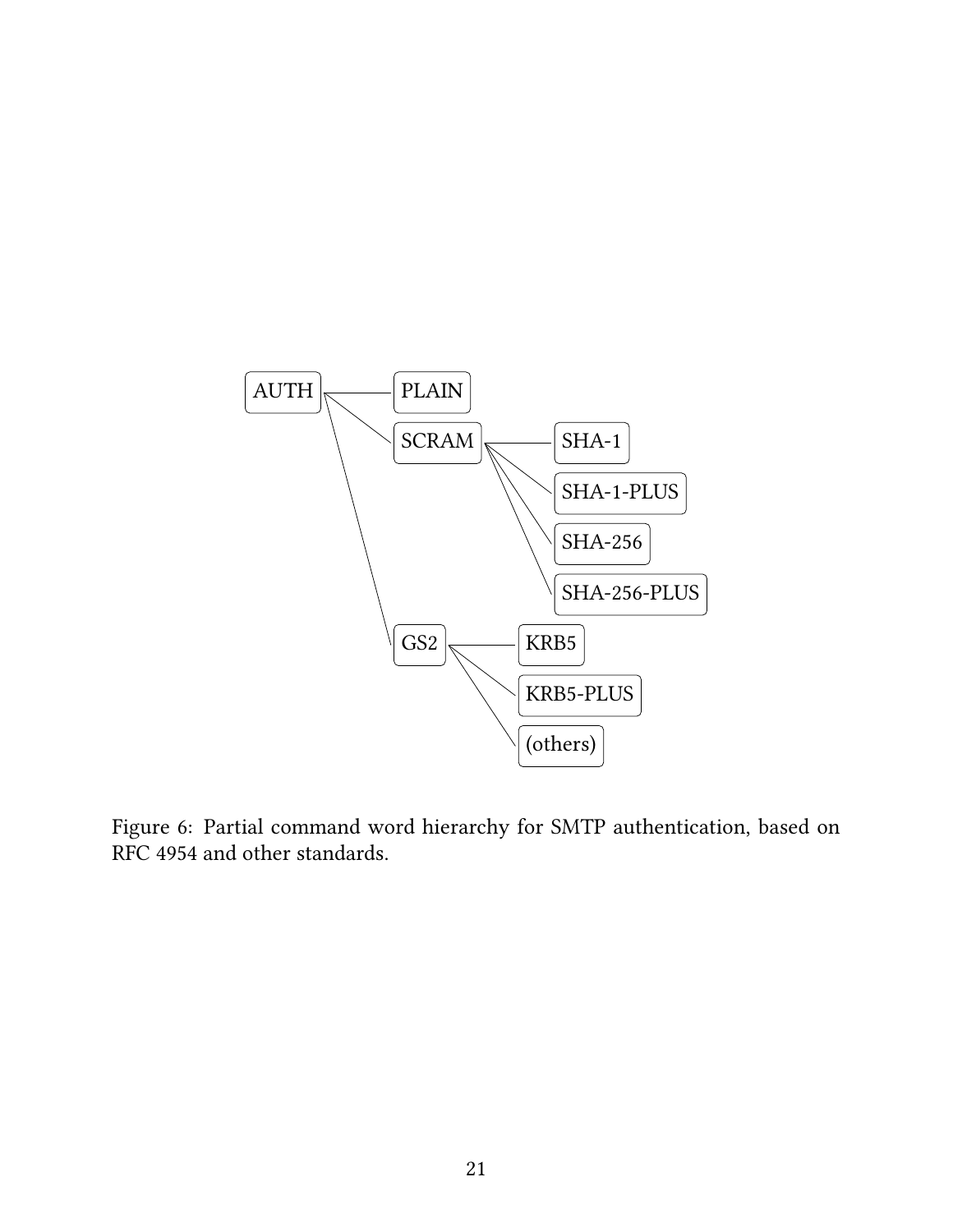- AUTH
  - PLAIN
  - SCRAM
    - SHA-1
    - SHA-1-PLUS
    - SHA-256
    - SHA-256-PLUS
  - GS2
    - KRB5
    - KRB5-PLUS
    - (others)

Figure 6: Partial command word hierarchy for SMTP authentication, based on RFC 4954 and other standards.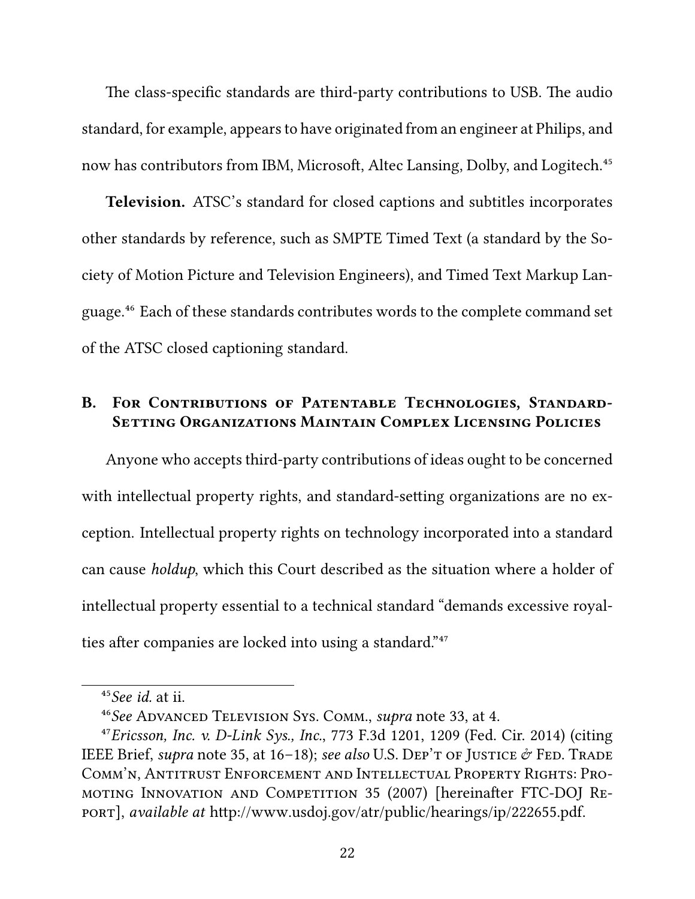The class-specific standards are third-party contributions to USB. The audio standard, for example, appears to have originated from an engineer at Philips, and now has contributors from IBM, Microsoft, Altec Lansing, Dolby, and Logitech.[45]

**Television.** ATSC's standard for closed captions and subtitles incorporates other standards by reference, such as SMPTE Timed Text (a standard by the Society of Motion Picture and Television Engineers), and Timed Text Markup Language.[46] Each of these standards contributes words to the complete command set of the ATSC closed captioning standard.

## B. For Contributions of Patentable Technologies, Standard-Setting Organizations Maintain Complex Licensing Policies

Anyone who accepts third-party contributions of ideas ought to be concerned with intellectual property rights, and standard-setting organizations are no exception. Intellectual property rights on technology incorporated into a standard can cause *holdup*, which this Court described as the situation where a holder of intellectual property essential to a technical standard "demands excessive royalties after companies are locked into using a standard."[47]

---

[45] *See id.* at ii.

[46] *See* Advanced Television Sys. Comm., *supra* note 33, at 4.

[47] *Ericsson, Inc. v. D-Link Sys., Inc.*, 773 F.3d 1201, 1209 (Fed. Cir. 2014) (citing IEEE Brief, *supra* note 35, at 16–18); *see also* U.S. Dep't of Justice & Fed. Trade Comm'n, Antitrust Enforcement and Intellectual Property Rights: Promoting Innovation and Competition 35 (2007) [hereinafter FTC-DOJ Report], *available at* http://www.usdoj.gov/atr/public/hearings/ip/222655.pdf.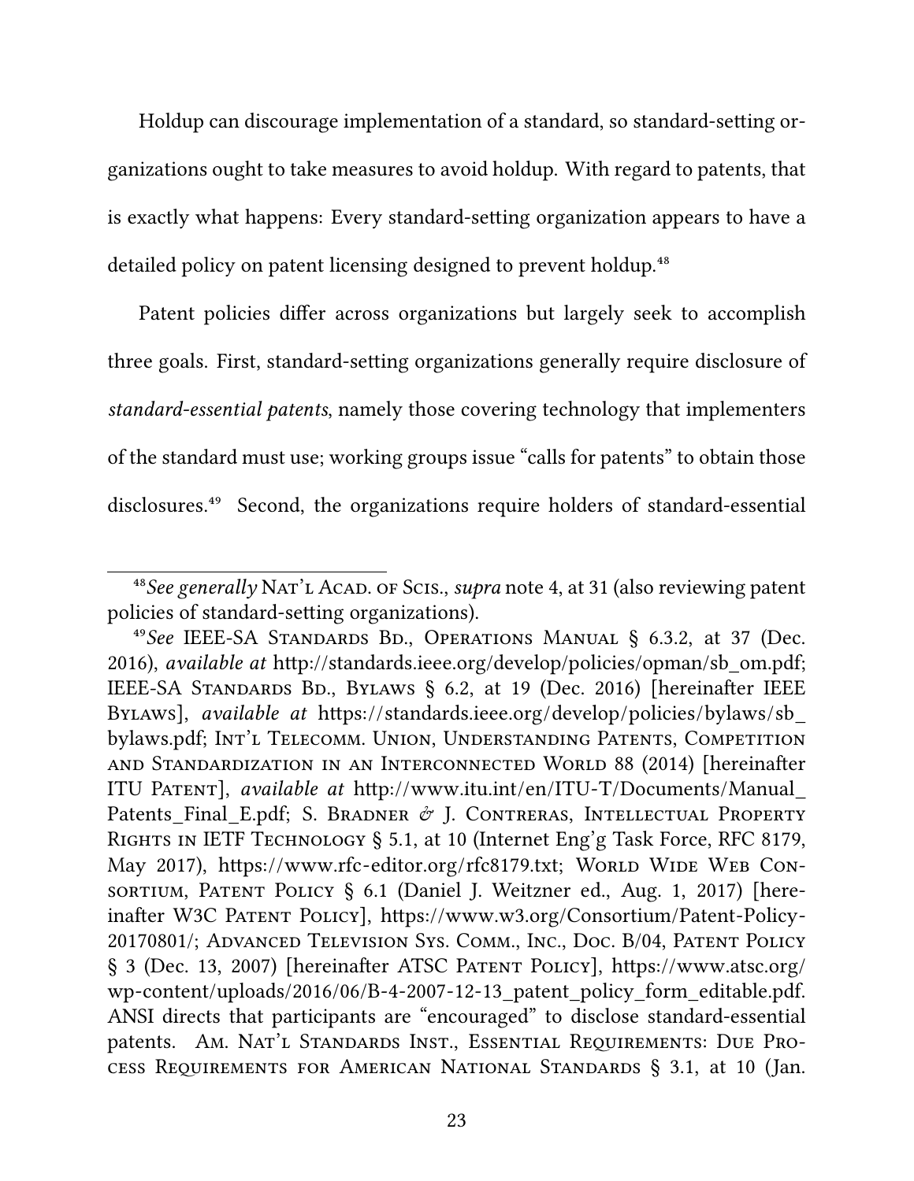Holdup can discourage implementation of a standard, so standard-setting organizations ought to take measures to avoid holdup. With regard to patents, that is exactly what happens: Every standard-setting organization appears to have a detailed policy on patent licensing designed to prevent holdup.[48]

Patent policies differ across organizations but largely seek to accomplish three goals. First, standard-setting organizations generally require disclosure of *standard-essential patents*, namely those covering technology that implementers of the standard must use; working groups issue "calls for patents" to obtain those disclosures.[49] Second, the organizations require holders of standard-essential

---

[48] *See generally* Nat'l Acad. of Scis., *supra* note 4, at 31 (also reviewing patent policies of standard-setting organizations).

[49] *See* IEEE-SA Standards Bd., Operations Manual § 6.3.2, at 37 (Dec. 2016), *available at* http://standards.ieee.org/develop/policies/opman/sb_om.pdf; IEEE-SA Standards Bd., Bylaws § 6.2, at 19 (Dec. 2016) [hereinafter IEEE Bylaws], *available at* https://standards.ieee.org/develop/policies/bylaws/sb_bylaws.pdf; Int'l Telecomm. Union, Understanding Patents, Competition and Standardization in an Interconnected World 88 (2014) [hereinafter ITU Patent], *available at* http://www.itu.int/en/ITU-T/Documents/Manual_Patents_Final_E.pdf; S. Bradner *&* J. Contreras, Intellectual Property Rights in IETF Technology § 5.1, at 10 (Internet Eng'g Task Force, RFC 8179, May 2017), https://www.rfc-editor.org/rfc8179.txt; World Wide Web Consortium, Patent Policy § 6.1 (Daniel J. Weitzner ed., Aug. 1, 2017) [hereinafter W3C Patent Policy], https://www.w3.org/Consortium/Patent-Policy-20170801/; Advanced Television Sys. Comm., Inc., Doc. B/04, Patent Policy § 3 (Dec. 13, 2007) [hereinafter ATSC Patent Policy], https://www.atsc.org/wp-content/uploads/2016/06/B-4-2007-12-13_patent_policy_form_editable.pdf. ANSI directs that participants are "encouraged" to disclose standard-essential patents. Am. Nat'l Standards Inst., Essential Requirements: Due Process Requirements for American National Standards § 3.1, at 10 (Jan.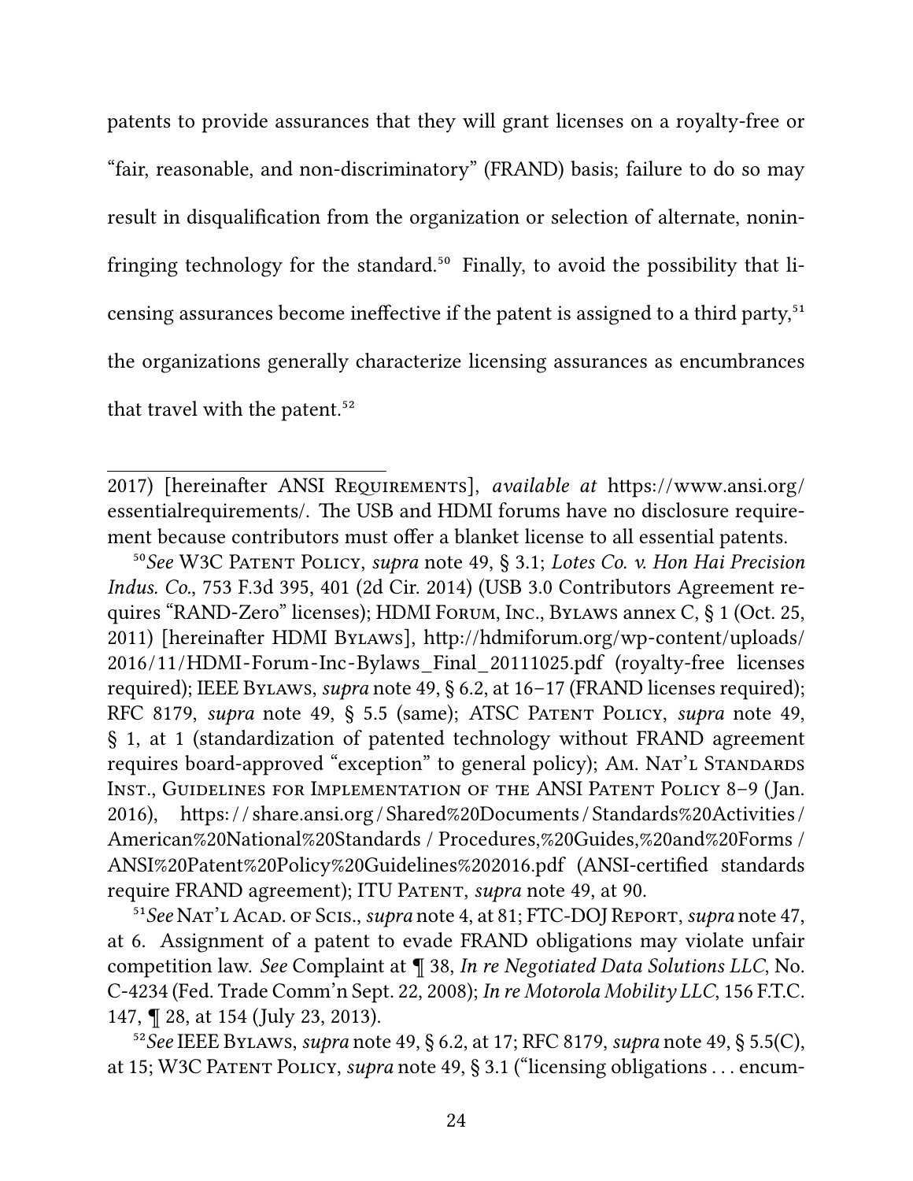patents to provide assurances that they will grant licenses on a royalty-free or "fair, reasonable, and non-discriminatory" (FRAND) basis; failure to do so may result in disqualification from the organization or selection of alternate, noninfringing technology for the standard.[50] Finally, to avoid the possibility that licensing assurances become ineffective if the patent is assigned to a third party,[51] the organizations generally characterize licensing assurances as encumbrances that travel with the patent.[52]

---

2017) [hereinafter ANSI Requirements], *available at* https://www.ansi.org/essentialrequirements/. The USB and HDMI forums have no disclosure requirement because contributors must offer a blanket license to all essential patents.

[50] *See* W3C Patent Policy, *supra* note 49, § 3.1; *Lotes Co. v. Hon Hai Precision Indus. Co.*, 753 F.3d 395, 401 (2d Cir. 2014) (USB 3.0 Contributors Agreement requires "RAND-Zero" licenses); HDMI Forum, Inc., Bylaws annex C, § 1 (Oct. 25, 2011) [hereinafter HDMI Bylaws], http://hdmiforum.org/wp-content/uploads/2016/11/HDMI-Forum-Inc-Bylaws_Final_20111025.pdf (royalty-free licenses required); IEEE Bylaws, *supra* note 49, § 6.2, at 16–17 (FRAND licenses required); RFC 8179, *supra* note 49, § 5.5 (same); ATSC Patent Policy, *supra* note 49, § 1, at 1 (standardization of patented technology without FRAND agreement requires board-approved "exception" to general policy); Am. Nat'l Standards Inst., Guidelines for Implementation of the ANSI Patent Policy 8–9 (Jan. 2016), https://share.ansi.org/Shared%20Documents/Standards%20Activities/American%20National%20Standards/Procedures,%20Guides,%20and%20Forms/ANSI%20Patent%20Policy%20Guidelines%202016.pdf (ANSI-certified standards require FRAND agreement); ITU Patent, *supra* note 49, at 90.

[51] *See* Nat'l Acad. of Scis., *supra* note 4, at 81; FTC-DOJ Report, *supra* note 47, at 6. Assignment of a patent to evade FRAND obligations may violate unfair competition law. *See* Complaint at ¶ 38, *In re Negotiated Data Solutions LLC*, No. C-4234 (Fed. Trade Comm'n Sept. 22, 2008); *In re Motorola Mobility LLC*, 156 F.T.C. 147, ¶ 28, at 154 (July 23, 2013).

[52] *See* IEEE Bylaws, *supra* note 49, § 6.2, at 17; RFC 8179, *supra* note 49, § 5.5(C), at 15; W3C Patent Policy, *supra* note 49, § 3.1 ("licensing obligations . . . encum-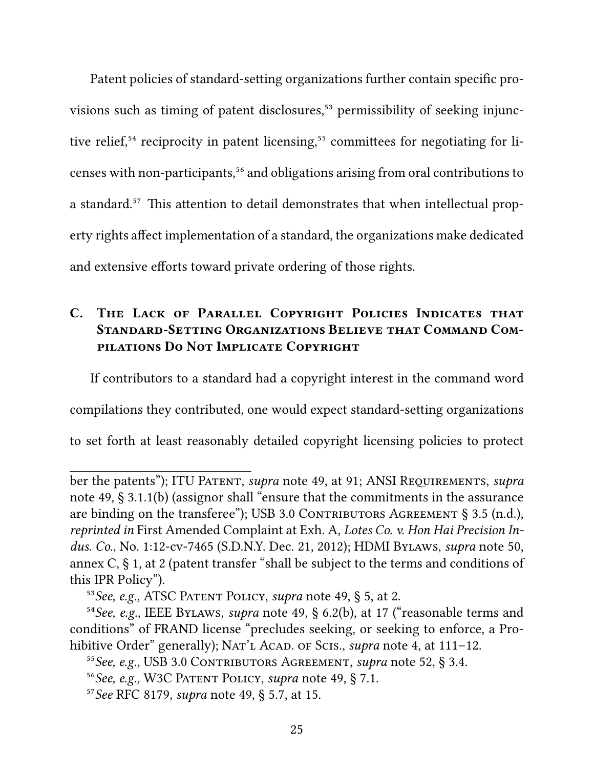Patent policies of standard-setting organizations further contain specific provisions such as timing of patent disclosures,[53] permissibility of seeking injunctive relief,[54] reciprocity in patent licensing,[55] committees for negotiating for licenses with non-participants,[56] and obligations arising from oral contributions to a standard.[57] This attention to detail demonstrates that when intellectual property rights affect implementation of a standard, the organizations make dedicated and extensive efforts toward private ordering of those rights.

### C. The Lack of Parallel Copyright Policies Indicates that Standard-Setting Organizations Believe that Command Compilations Do Not Implicate Copyright

If contributors to a standard had a copyright interest in the command word compilations they contributed, one would expect standard-setting organizations to set forth at least reasonably detailed copyright licensing policies to protect

---

ber the patents"); ITU Patent, *supra* note 49, at 91; ANSI Requirements, *supra* note 49, § 3.1.1(b) (assignor shall "ensure that the commitments in the assurance are binding on the transferee"); USB 3.0 Contributors Agreement § 3.5 (n.d.), *reprinted in* First Amended Complaint at Exh. A, *Lotes Co. v. Hon Hai Precision Indus. Co.*, No. 1:12-cv-7465 (S.D.N.Y. Dec. 21, 2012); HDMI Bylaws, *supra* note 50, annex C, § 1, at 2 (patent transfer "shall be subject to the terms and conditions of this IPR Policy").

[53] *See, e.g.,* ATSC Patent Policy, *supra* note 49, § 5, at 2.

[54] *See, e.g.,* IEEE Bylaws, *supra* note 49, § 6.2(b), at 17 ("reasonable terms and conditions" of FRAND license "precludes seeking, or seeking to enforce, a Prohibitive Order" generally); Nat'l Acad. of Scis., *supra* note 4, at 111–12.

[55] *See, e.g.,* USB 3.0 Contributors Agreement, *supra* note 52, § 3.4.

[56] *See, e.g.,* W3C Patent Policy, *supra* note 49, § 7.1.

[57] *See* RFC 8179, *supra* note 49, § 5.7, at 15.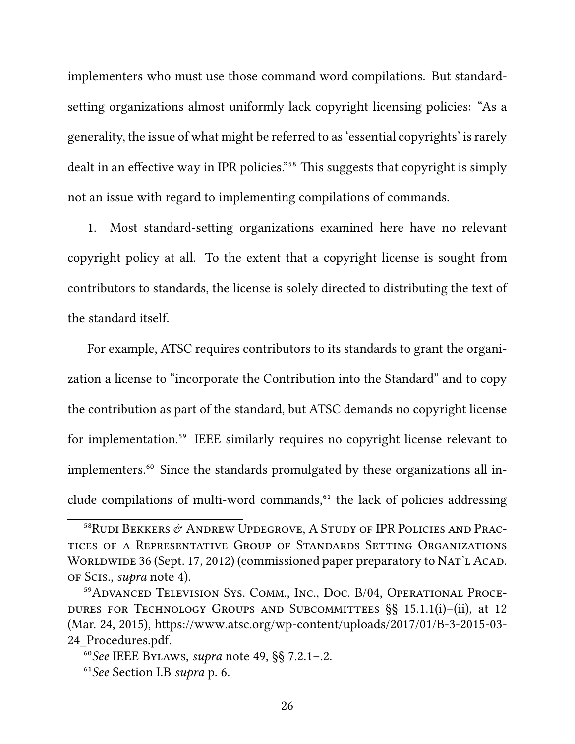implementers who must use those command word compilations. But standard-setting organizations almost uniformly lack copyright licensing policies: "As a generality, the issue of what might be referred to as 'essential copyrights' is rarely dealt in an effective way in IPR policies."[58] This suggests that copyright is simply not an issue with regard to implementing compilations of commands.

1. Most standard-setting organizations examined here have no relevant copyright policy at all. To the extent that a copyright license is sought from contributors to standards, the license is solely directed to distributing the text of the standard itself.

For example, ATSC requires contributors to its standards to grant the organization a license to "incorporate the Contribution into the Standard" and to copy the contribution as part of the standard, but ATSC demands no copyright license for implementation.[59] IEEE similarly requires no copyright license relevant to implementers.[60] Since the standards promulgated by these organizations all include compilations of multi-word commands,[61] the lack of policies addressing

---

[58] Rudi Bekkers & Andrew Updegrove, A Study of IPR Policies and Practices of a Representative Group of Standards Setting Organizations Worldwide 36 (Sept. 17, 2012) (commissioned paper preparatory to Nat'l Acad. of Scis., *supra* note 4).

[59] Advanced Television Sys. Comm., Inc., Doc. B/04, Operational Procedures for Technology Groups and Subcommittees §§ 15.1.1(i)–(ii), at 12 (Mar. 24, 2015), https://www.atsc.org/wp-content/uploads/2017/01/B-3-2015-03-24_Procedures.pdf.

[60] *See* IEEE Bylaws, *supra* note 49, §§ 7.2.1–.2.

[61] *See* Section I.B *supra* p. 6.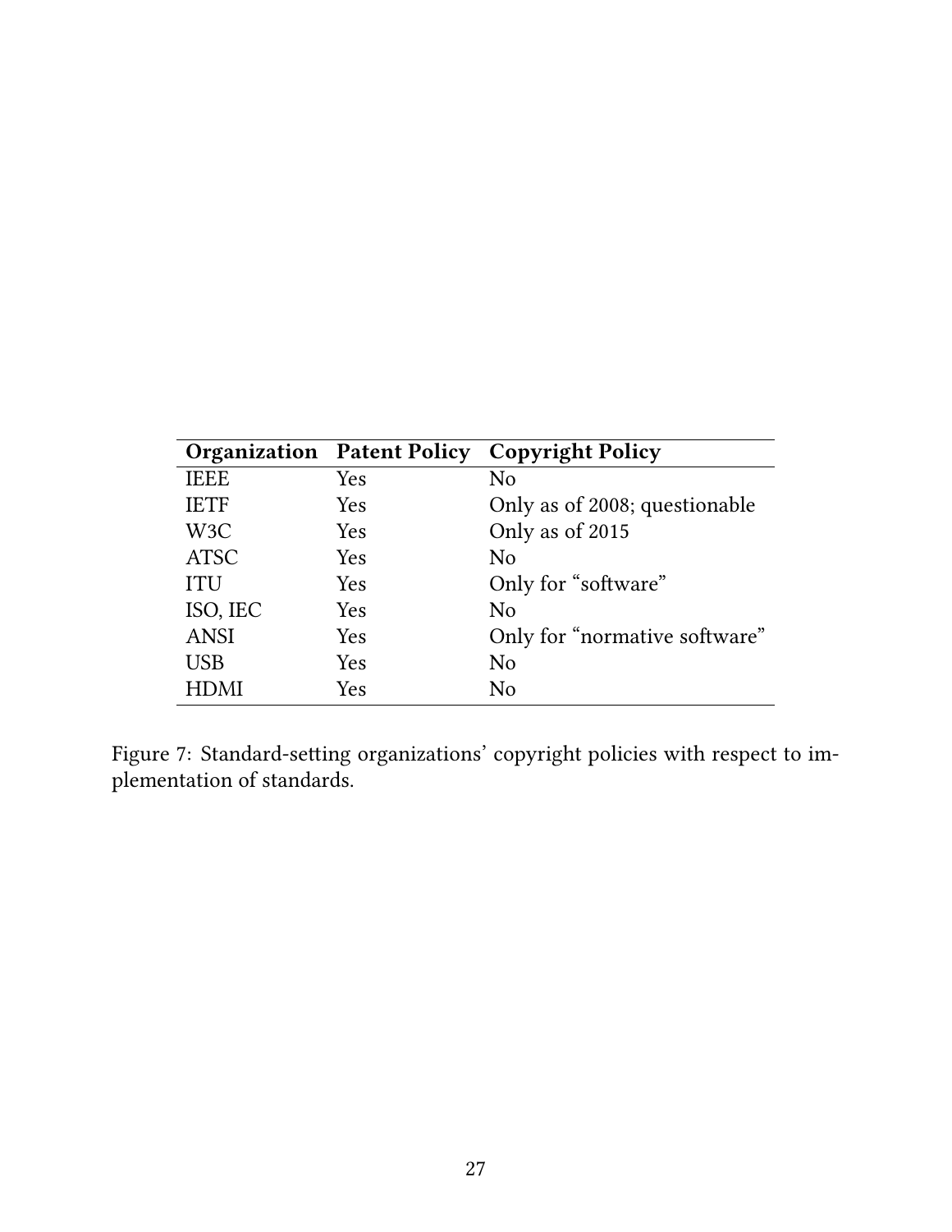| Organization | Patent Policy | Copyright Policy |
|---|---|---|
| IEEE | Yes | No |
| IETF | Yes | Only as of 2008; questionable |
| W3C | Yes | Only as of 2015 |
| ATSC | Yes | No |
| ITU | Yes | Only for "software" |
| ISO, IEC | Yes | No |
| ANSI | Yes | Only for "normative software" |
| USB | Yes | No |
| HDMI | Yes | No |

Figure 7: Standard-setting organizations' copyright policies with respect to implementation of standards.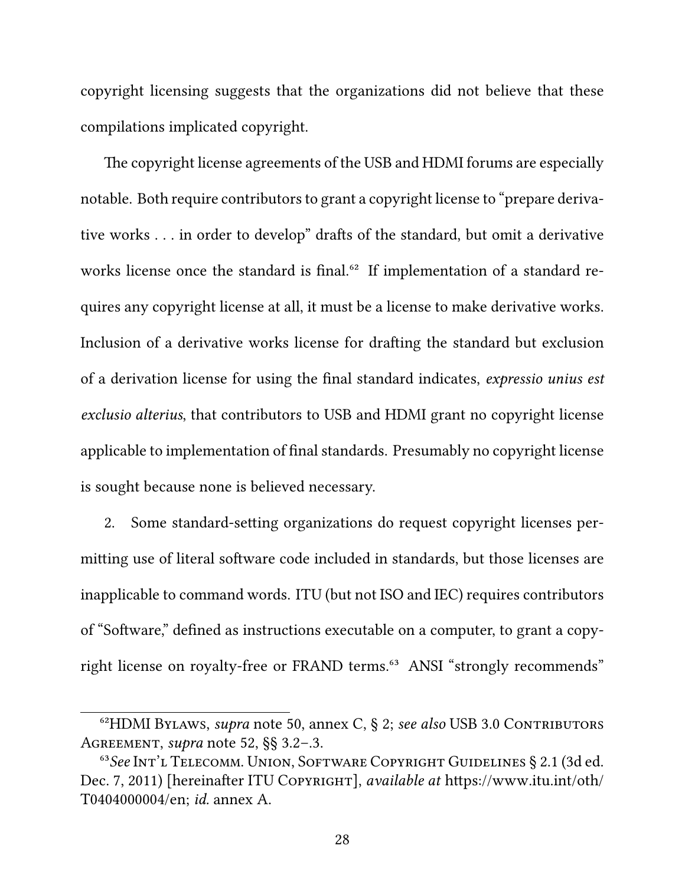copyright licensing suggests that the organizations did not believe that these compilations implicated copyright.

The copyright license agreements of the USB and HDMI forums are especially notable. Both require contributors to grant a copyright license to "prepare derivative works . . . in order to develop" drafts of the standard, but omit a derivative works license once the standard is final.[62] If implementation of a standard requires any copyright license at all, it must be a license to make derivative works. Inclusion of a derivative works license for drafting the standard but exclusion of a derivation license for using the final standard indicates, *expressio unius est exclusio alterius*, that contributors to USB and HDMI grant no copyright license applicable to implementation of final standards. Presumably no copyright license is sought because none is believed necessary.

2. Some standard-setting organizations do request copyright licenses permitting use of literal software code included in standards, but those licenses are inapplicable to command words. ITU (but not ISO and IEC) requires contributors of "Software," defined as instructions executable on a computer, to grant a copyright license on royalty-free or FRAND terms.[63] ANSI "strongly recommends"

---

[62] HDMI Bylaws, *supra* note 50, annex C, § 2; *see also* USB 3.0 Contributors Agreement, *supra* note 52, §§ 3.2–.3.

[63] *See* Int'l Telecomm. Union, Software Copyright Guidelines § 2.1 (3d ed. Dec. 7, 2011) [hereinafter ITU Copyright], *available at* https://www.itu.int/oth/T0404000004/en; *id.* annex A.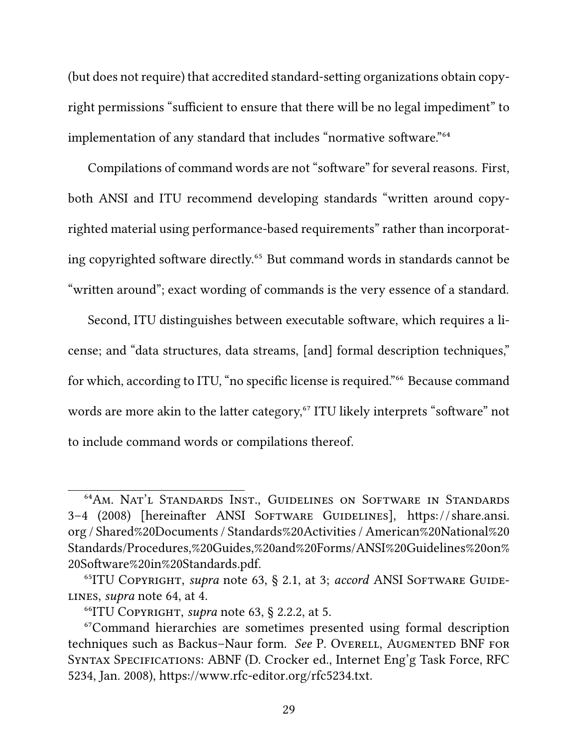(but does not require) that accredited standard-setting organizations obtain copyright permissions "sufficient to ensure that there will be no legal impediment" to implementation of any standard that includes "normative software."[64]

Compilations of command words are not "software" for several reasons. First, both ANSI and ITU recommend developing standards "written around copyrighted material using performance-based requirements" rather than incorporating copyrighted software directly.[65] But command words in standards cannot be "written around"; exact wording of commands is the very essence of a standard.

Second, ITU distinguishes between executable software, which requires a license; and "data structures, data streams, [and] formal description techniques," for which, according to ITU, "no specific license is required."[66] Because command words are more akin to the latter category,[67] ITU likely interprets "software" not to include command words or compilations thereof.

---

[64] Am. Nat'l Standards Inst., Guidelines on Software in Standards 3–4 (2008) [hereinafter ANSI Software Guidelines], https://share.ansi.org/Shared%20Documents/Standards%20Activities/American%20National%20Standards/Procedures,%20Guides,%20and%20Forms/ANSI%20Guidelines%20on%20Software%20in%20Standards.pdf.

[65] ITU Copyright, *supra* note 63, § 2.1, at 3; *accord* ANSI Software Guidelines, *supra* note 64, at 4.

[66] ITU Copyright, *supra* note 63, § 2.2.2, at 5.

[67] Command hierarchies are sometimes presented using formal description techniques such as Backus–Naur form. *See* P. Overell, Augmented BNF for Syntax Specifications: ABNF (D. Crocker ed., Internet Eng'g Task Force, RFC 5234, Jan. 2008), https://www.rfc-editor.org/rfc5234.txt.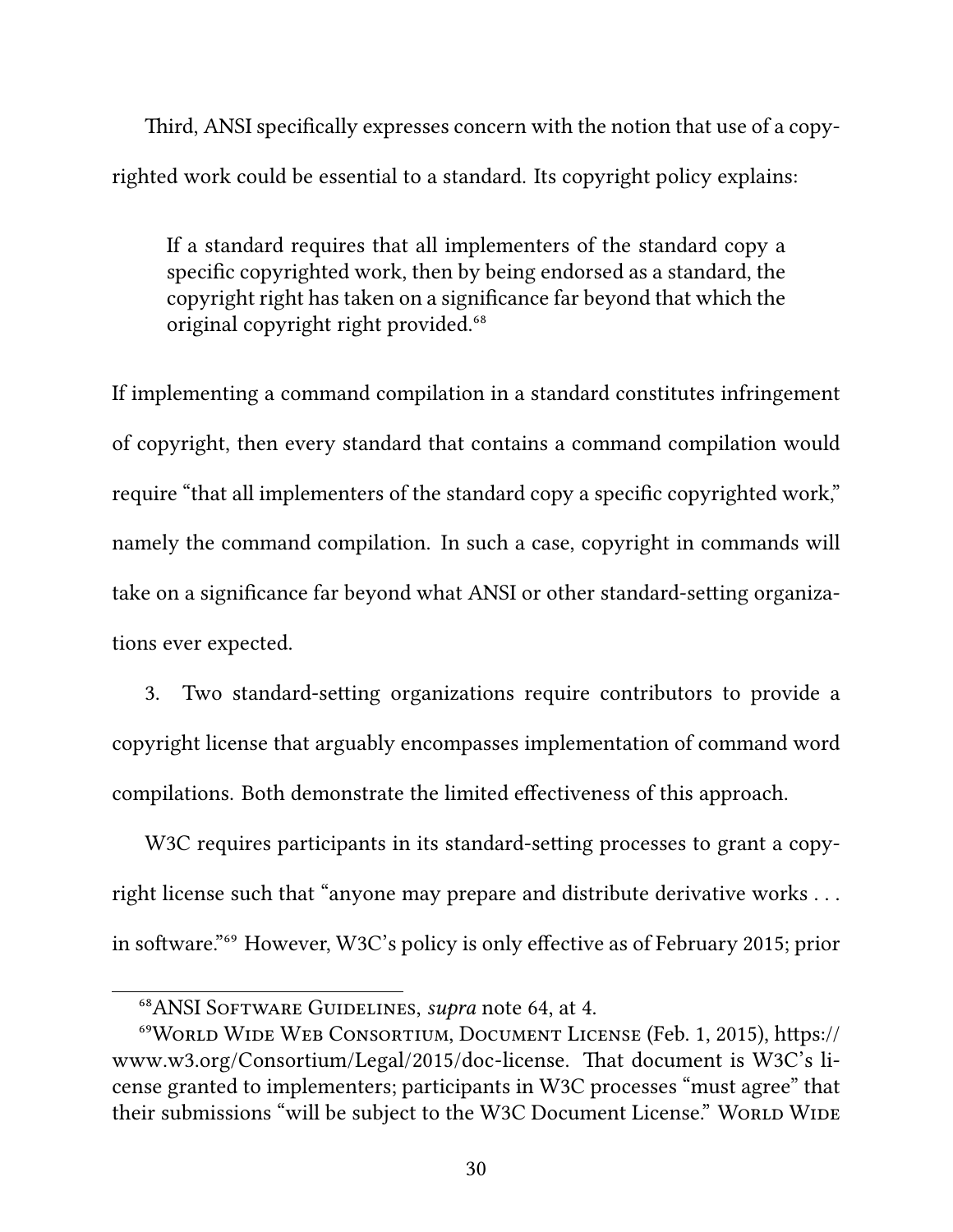Third, ANSI specifically expresses concern with the notion that use of a copyrighted work could be essential to a standard. Its copyright policy explains:

> If a standard requires that all implementers of the standard copy a specific copyrighted work, then by being endorsed as a standard, the copyright right has taken on a significance far beyond that which the original copyright right provided.[68]

If implementing a command compilation in a standard constitutes infringement of copyright, then every standard that contains a command compilation would require "that all implementers of the standard copy a specific copyrighted work," namely the command compilation. In such a case, copyright in commands will take on a significance far beyond what ANSI or other standard-setting organizations ever expected.

3. Two standard-setting organizations require contributors to provide a copyright license that arguably encompasses implementation of command word compilations. Both demonstrate the limited effectiveness of this approach.

W3C requires participants in its standard-setting processes to grant a copyright license such that "anyone may prepare and distribute derivative works . . . in software."[69] However, W3C's policy is only effective as of February 2015; prior

---

[68] ANSI Software Guidelines, *supra* note 64, at 4.

[69] World Wide Web Consortium, Document License (Feb. 1, 2015), https://www.w3.org/Consortium/Legal/2015/doc-license. That document is W3C's license granted to implementers; participants in W3C processes "must agree" that their submissions "will be subject to the W3C Document License." World Wide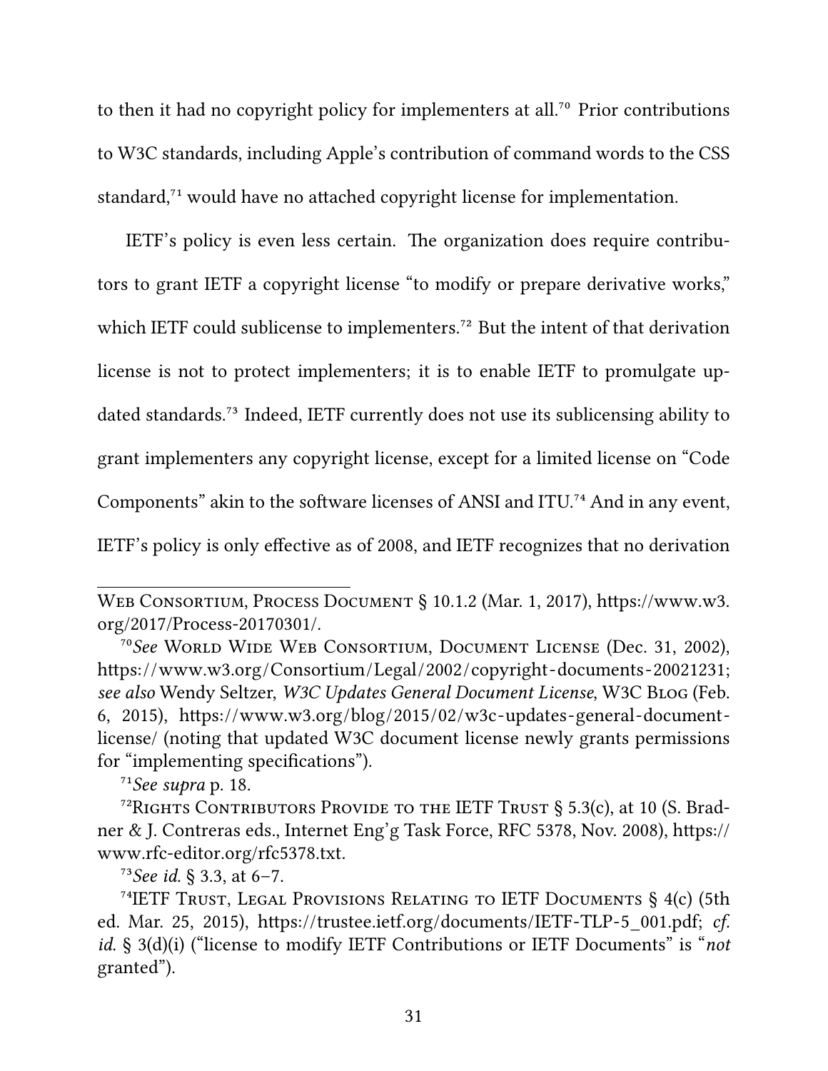to then it had no copyright policy for implementers at all.[70] Prior contributions to W3C standards, including Apple's contribution of command words to the CSS standard,[71] would have no attached copyright license for implementation.

IETF's policy is even less certain. The organization does require contributors to grant IETF a copyright license "to modify or prepare derivative works," which IETF could sublicense to implementers.[72] But the intent of that derivation license is not to protect implementers; it is to enable IETF to promulgate updated standards.[73] Indeed, IETF currently does not use its sublicensing ability to grant implementers any copyright license, except for a limited license on "Code Components" akin to the software licenses of ANSI and ITU.[74] And in any event, IETF's policy is only effective as of 2008, and IETF recognizes that no derivation

---

Web Consortium, Process Document § 10.1.2 (Mar. 1, 2017), https://www.w3.org/2017/Process-20170301/.

[70] *See* World Wide Web Consortium, Document License (Dec. 31, 2002), https://www.w3.org/Consortium/Legal/2002/copyright-documents-20021231; *see also* Wendy Seltzer, *W3C Updates General Document License*, W3C Blog (Feb. 6, 2015), https://www.w3.org/blog/2015/02/w3c-updates-general-document-license/ (noting that updated W3C document license newly grants permissions for "implementing specifications").

[71] *See supra* p. 18.

[72] Rights Contributors Provide to the IETF Trust § 5.3(c), at 10 (S. Bradner & J. Contreras eds., Internet Eng'g Task Force, RFC 5378, Nov. 2008), https://www.rfc-editor.org/rfc5378.txt.

[73] *See id.* § 3.3, at 6–7.

[74] IETF Trust, Legal Provisions Relating to IETF Documents § 4(c) (5th ed. Mar. 25, 2015), https://trustee.ietf.org/documents/IETF-TLP-5_001.pdf; *cf. id.* § 3(d)(i) ("license to modify IETF Contributions or IETF Documents" is "*not* granted").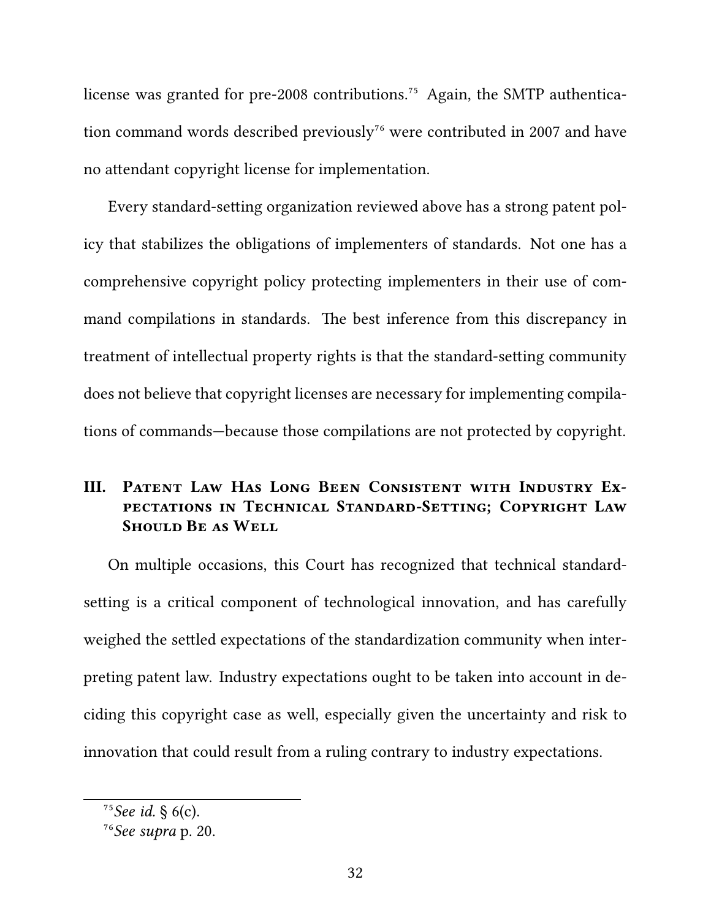license was granted for pre-2008 contributions.[75] Again, the SMTP authentication command words described previously[76] were contributed in 2007 and have no attendant copyright license for implementation.

Every standard-setting organization reviewed above has a strong patent policy that stabilizes the obligations of implementers of standards. Not one has a comprehensive copyright policy protecting implementers in their use of command compilations in standards. The best inference from this discrepancy in treatment of intellectual property rights is that the standard-setting community does not believe that copyright licenses are necessary for implementing compilations of commands—because those compilations are not protected by copyright.

## III. Patent Law Has Long Been Consistent with Industry Expectations in Technical Standard-Setting; Copyright Law Should Be as Well

On multiple occasions, this Court has recognized that technical standard-setting is a critical component of technological innovation, and has carefully weighed the settled expectations of the standardization community when interpreting patent law. Industry expectations ought to be taken into account in deciding this copyright case as well, especially given the uncertainty and risk to innovation that could result from a ruling contrary to industry expectations.

---

[75] *See id.* § 6(c).

[76] *See supra* p. 20.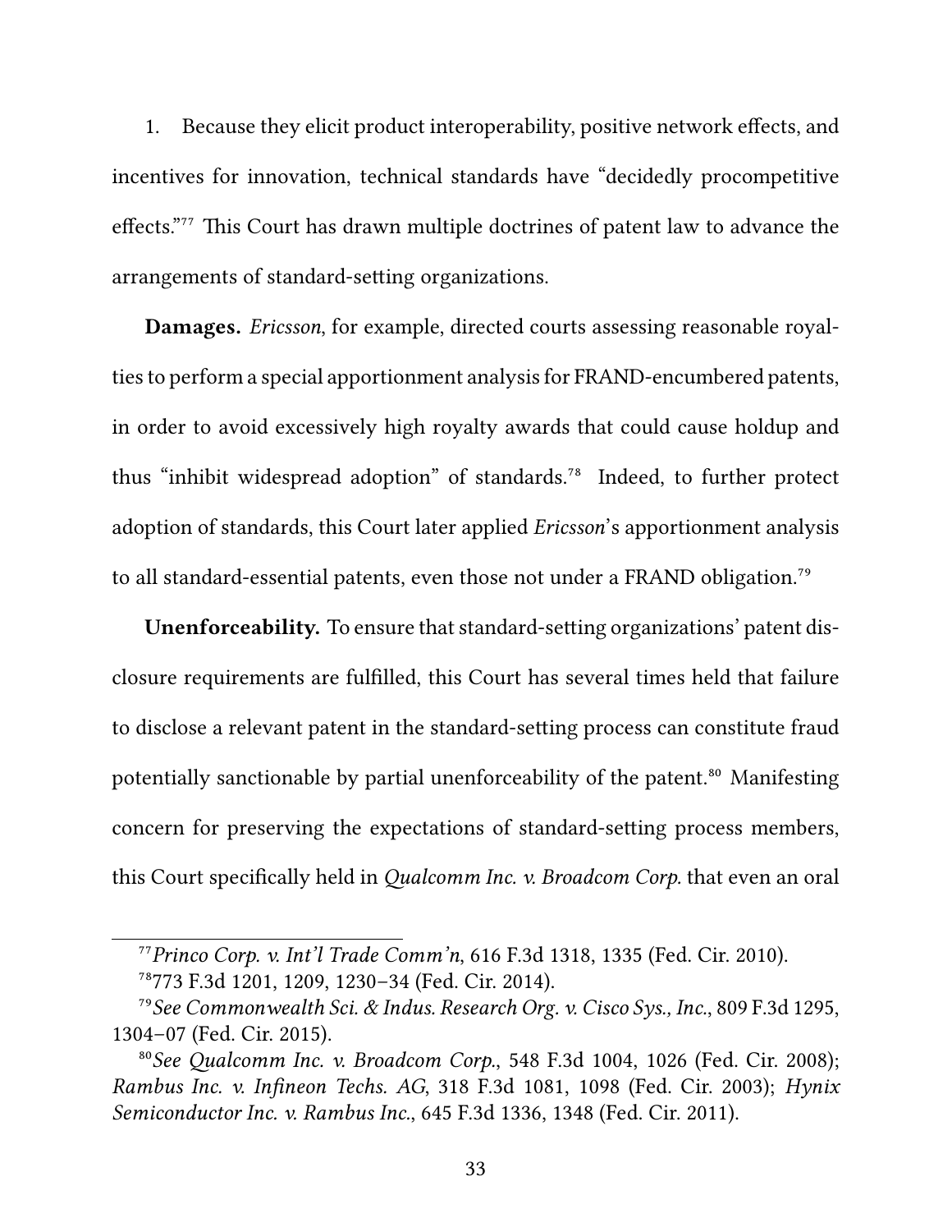1. Because they elicit product interoperability, positive network effects, and incentives for innovation, technical standards have "decidedly procompetitive effects."[77] This Court has drawn multiple doctrines of patent law to advance the arrangements of standard-setting organizations.

**Damages.** *Ericsson*, for example, directed courts assessing reasonable royalties to perform a special apportionment analysis for FRAND-encumbered patents, in order to avoid excessively high royalty awards that could cause holdup and thus "inhibit widespread adoption" of standards.[78] Indeed, to further protect adoption of standards, this Court later applied *Ericsson*'s apportionment analysis to all standard-essential patents, even those not under a FRAND obligation.[79]

**Unenforceability.** To ensure that standard-setting organizations' patent disclosure requirements are fulfilled, this Court has several times held that failure to disclose a relevant patent in the standard-setting process can constitute fraud potentially sanctionable by partial unenforceability of the patent.[80] Manifesting concern for preserving the expectations of standard-setting process members, this Court specifically held in *Qualcomm Inc. v. Broadcom Corp.* that even an oral

---

[77] *Princo Corp. v. Int'l Trade Comm'n*, 616 F.3d 1318, 1335 (Fed. Cir. 2010).

[78] 773 F.3d 1201, 1209, 1230–34 (Fed. Cir. 2014).

[79] *See Commonwealth Sci. & Indus. Research Org. v. Cisco Sys., Inc.*, 809 F.3d 1295, 1304–07 (Fed. Cir. 2015).

[80] *See Qualcomm Inc. v. Broadcom Corp.*, 548 F.3d 1004, 1026 (Fed. Cir. 2008); *Rambus Inc. v. Infineon Techs. AG*, 318 F.3d 1081, 1098 (Fed. Cir. 2003); *Hynix Semiconductor Inc. v. Rambus Inc.*, 645 F.3d 1336, 1348 (Fed. Cir. 2011).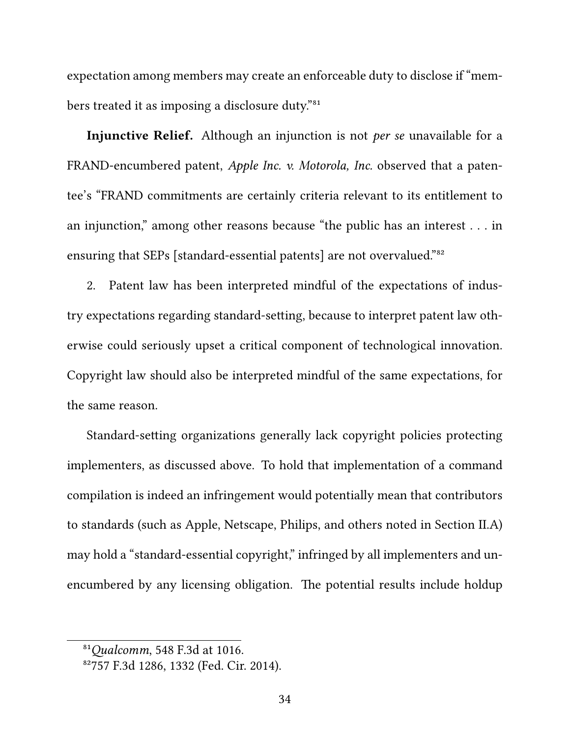expectation among members may create an enforceable duty to disclose if "members treated it as imposing a disclosure duty."[81]

**Injunctive Relief.** Although an injunction is not *per se* unavailable for a FRAND-encumbered patent, *Apple Inc. v. Motorola, Inc.* observed that a patentee's "FRAND commitments are certainly criteria relevant to its entitlement to an injunction," among other reasons because "the public has an interest . . . in ensuring that SEPs [standard-essential patents] are not overvalued."[82]

2. Patent law has been interpreted mindful of the expectations of industry expectations regarding standard-setting, because to interpret patent law otherwise could seriously upset a critical component of technological innovation. Copyright law should also be interpreted mindful of the same expectations, for the same reason.

Standard-setting organizations generally lack copyright policies protecting implementers, as discussed above. To hold that implementation of a command compilation is indeed an infringement would potentially mean that contributors to standards (such as Apple, Netscape, Philips, and others noted in Section II.A) may hold a "standard-essential copyright," infringed by all implementers and unencumbered by any licensing obligation. The potential results include holdup

---

[81] *Qualcomm*, 548 F.3d at 1016.

[82] 757 F.3d 1286, 1332 (Fed. Cir. 2014).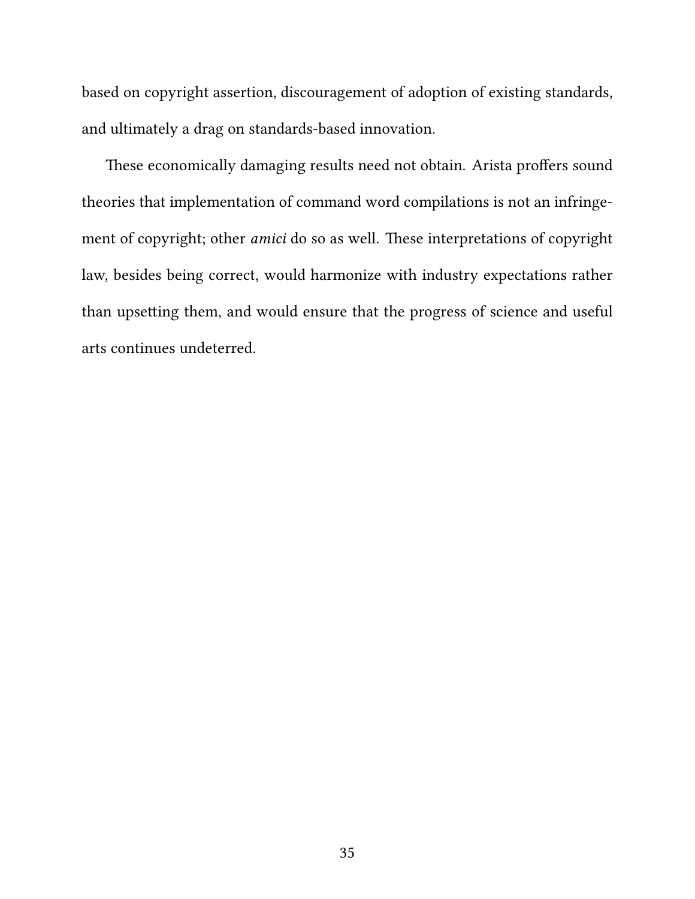based on copyright assertion, discouragement of adoption of existing standards, and ultimately a drag on standards-based innovation.

These economically damaging results need not obtain. Arista proffers sound theories that implementation of command word compilations is not an infringement of copyright; other *amici* do so as well. These interpretations of copyright law, besides being correct, would harmonize with industry expectations rather than upsetting them, and would ensure that the progress of science and useful arts continues undeterred.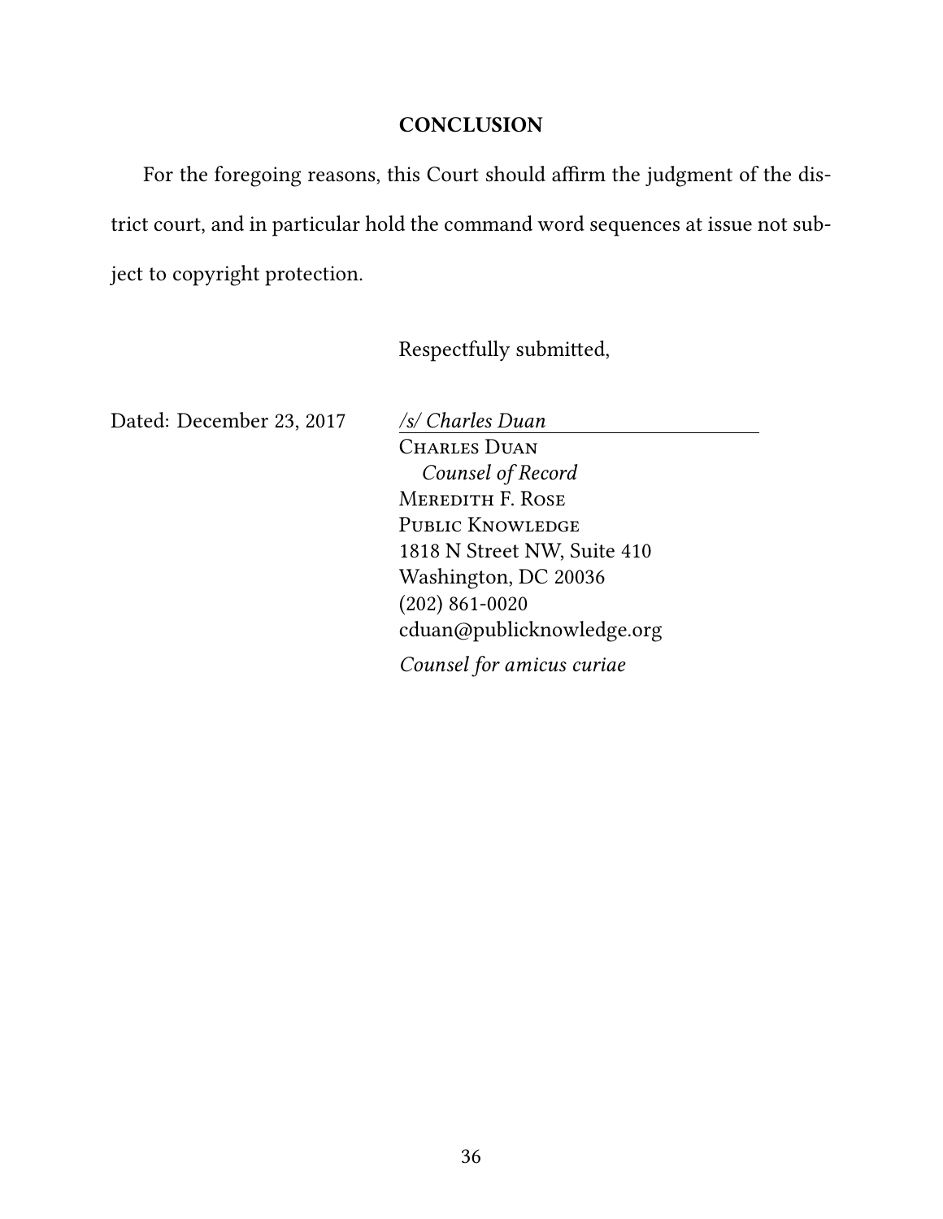## CONCLUSION

For the foregoing reasons, this Court should affirm the judgment of the district court, and in particular hold the command word sequences at issue not subject to copyright protection.

Respectfully submitted,

Dated: December 23, 2017

*/s/ Charles Duan*
CHARLES DUAN
*Counsel of Record*
MEREDITH F. ROSE
PUBLIC KNOWLEDGE
1818 N Street NW, Suite 410
Washington, DC 20036
(202) 861-0020
cduan@publicknowledge.org

*Counsel for amicus curiae*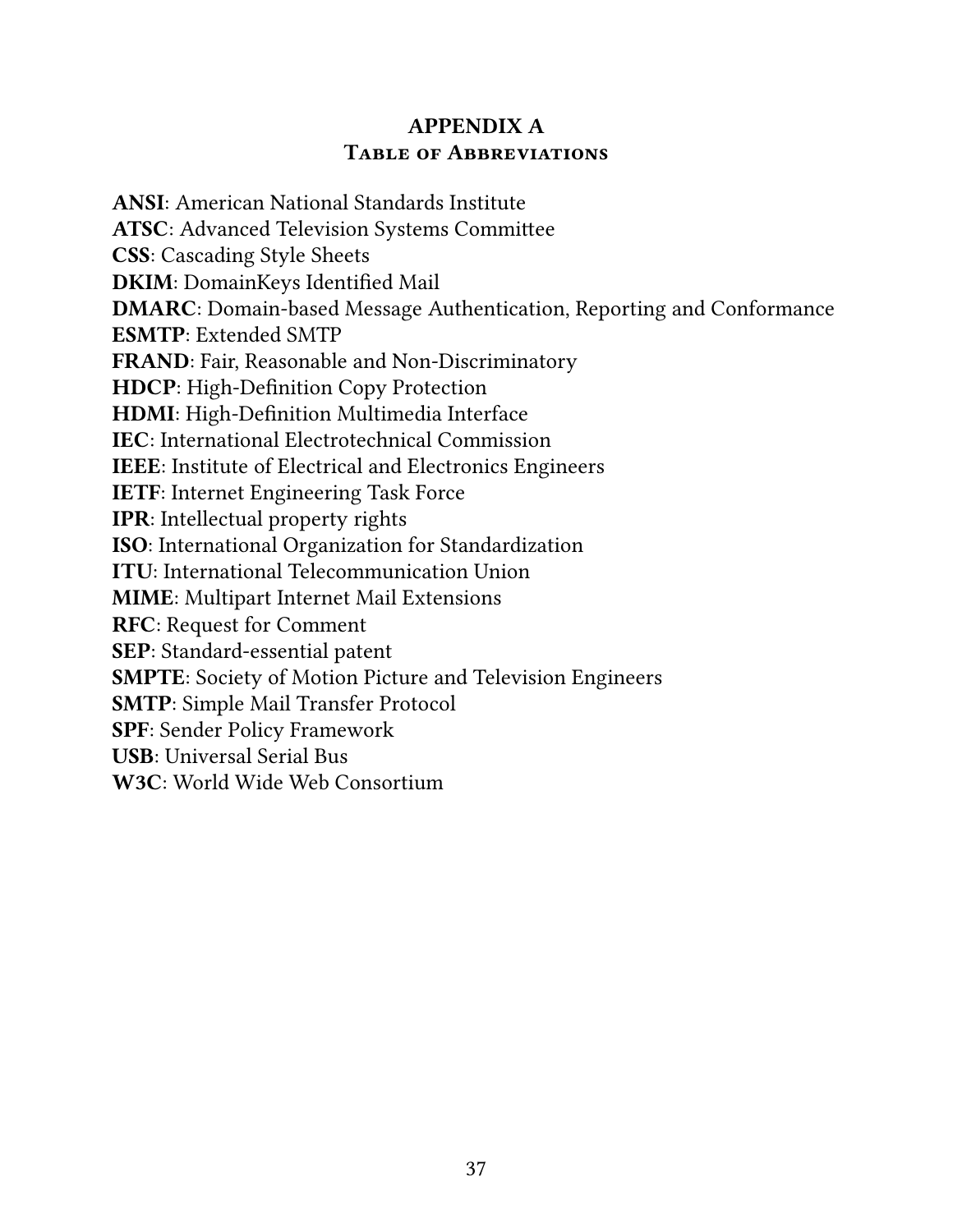# APPENDIX A
## Table of Abbreviations

**ANSI**: American National Standards Institute
**ATSC**: Advanced Television Systems Committee
**CSS**: Cascading Style Sheets
**DKIM**: DomainKeys Identified Mail
**DMARC**: Domain-based Message Authentication, Reporting and Conformance
**ESMTP**: Extended SMTP
**FRAND**: Fair, Reasonable and Non-Discriminatory
**HDCP**: High-Definition Copy Protection
**HDMI**: High-Definition Multimedia Interface
**IEC**: International Electrotechnical Commission
**IEEE**: Institute of Electrical and Electronics Engineers
**IETF**: Internet Engineering Task Force
**IPR**: Intellectual property rights
**ISO**: International Organization for Standardization
**ITU**: International Telecommunication Union
**MIME**: Multipart Internet Mail Extensions
**RFC**: Request for Comment
**SEP**: Standard-essential patent
**SMPTE**: Society of Motion Picture and Television Engineers
**SMTP**: Simple Mail Transfer Protocol
**SPF**: Sender Policy Framework
**USB**: Universal Serial Bus
**W3C**: World Wide Web Consortium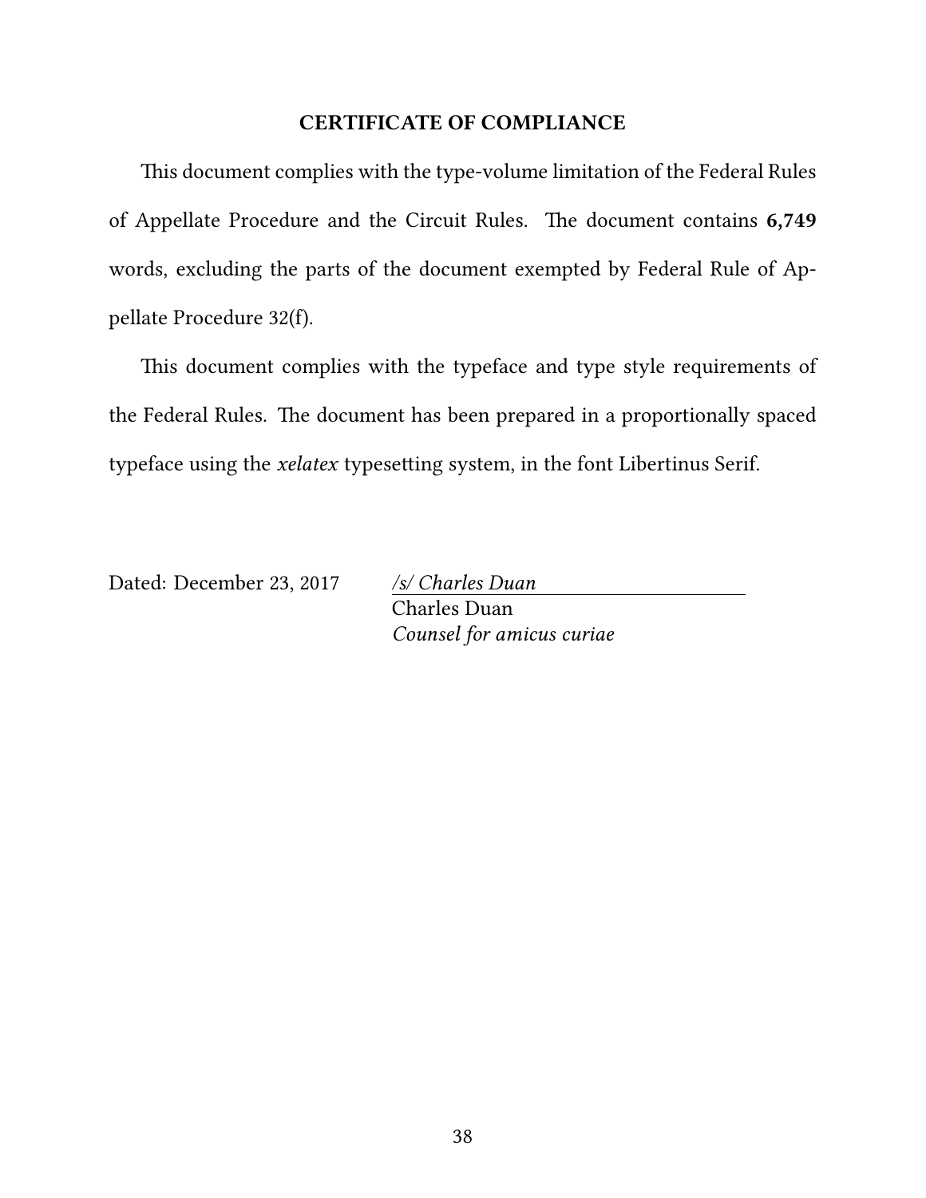# CERTIFICATE OF COMPLIANCE

This document complies with the type-volume limitation of the Federal Rules of Appellate Procedure and the Circuit Rules. The document contains **6,749** words, excluding the parts of the document exempted by Federal Rule of Appellate Procedure 32(f).

This document complies with the typeface and type style requirements of the Federal Rules. The document has been prepared in a proportionally spaced typeface using the *xelatex* typesetting system, in the font Libertinus Serif.

Dated: December 23, 2017

*/s/ Charles Duan*
Charles Duan
*Counsel for amicus curiae*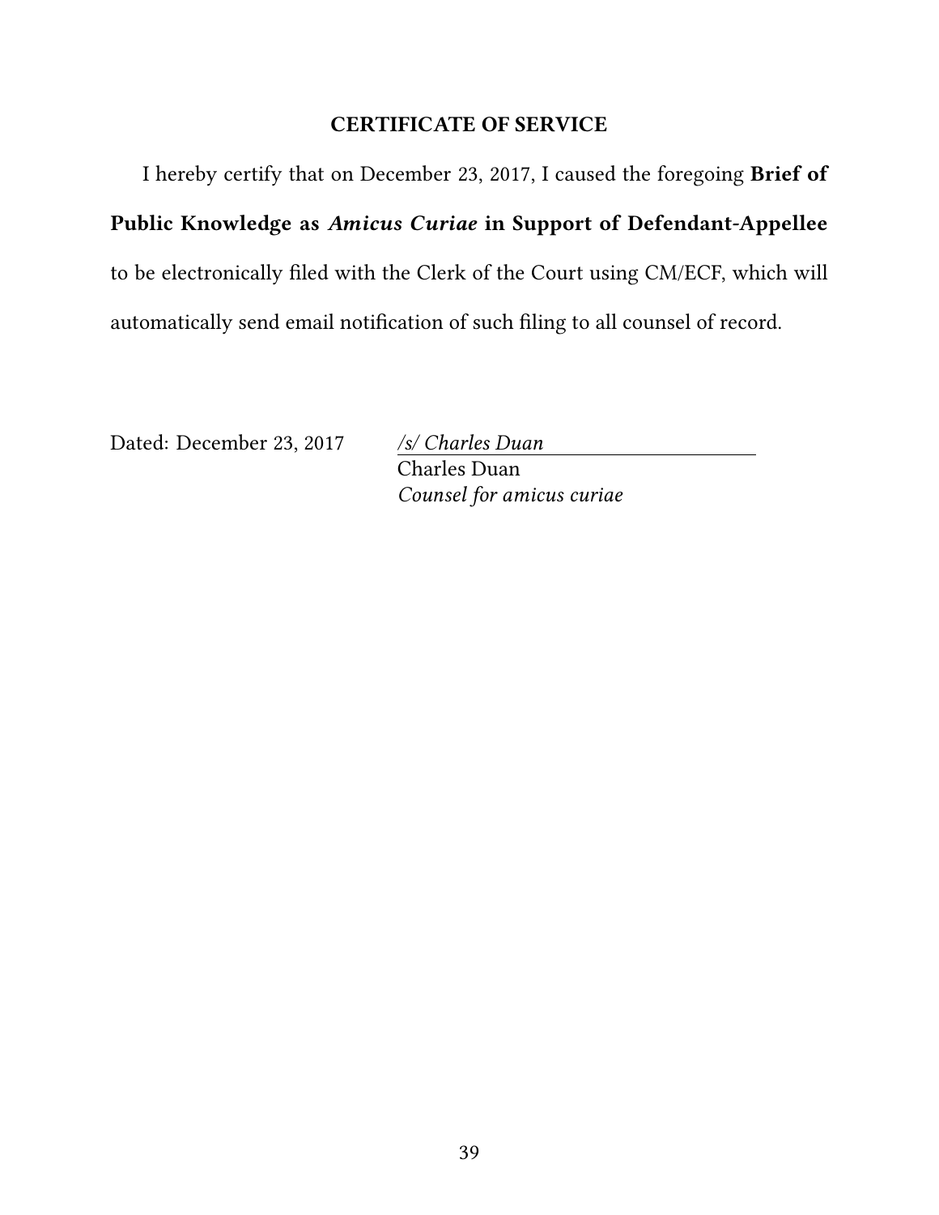## CERTIFICATE OF SERVICE

I hereby certify that on December 23, 2017, I caused the foregoing **Brief of Public Knowledge as *Amicus Curiae* in Support of Defendant-Appellee** to be electronically filed with the Clerk of the Court using CM/ECF, which will automatically send email notification of such filing to all counsel of record.

Dated: December 23, 2017

*/s/ Charles Duan*
Charles Duan
*Counsel for amicus curiae*